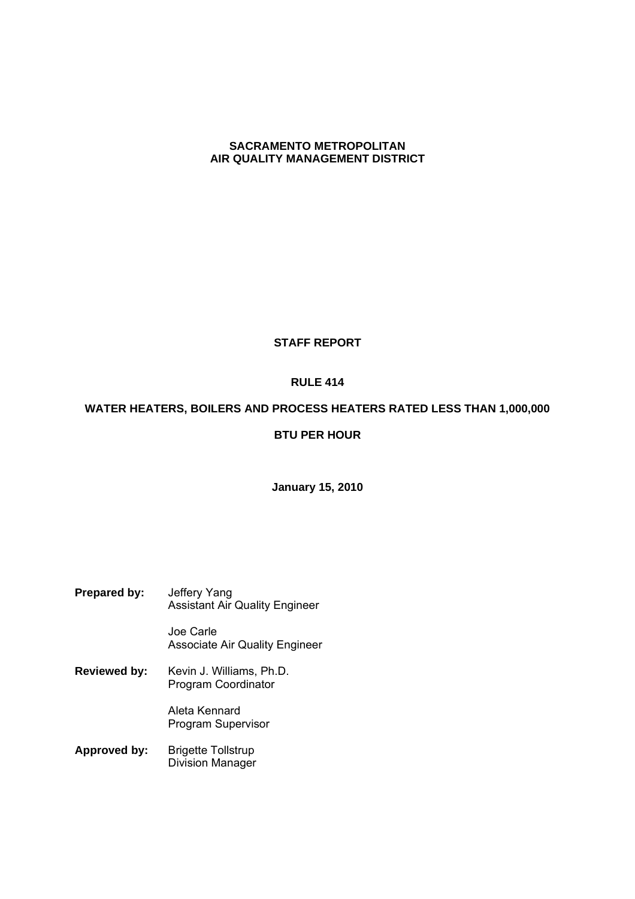# SACRAMENTO METROPOLITAN AIR QUALITY MANAGEMENT DISTRICT

## STAFF REPORT

## RULE 414

## WATER HEATERS, BOILERS AND PROCESS HEATERS RATED LESS THAN 1,000,000 BTU PER HOUR

**January 15, 2010**

**Prepared by:** Jeffery Yang
Assistant Air Quality Engineer

Joe Carle
Associate Air Quality Engineer

**Reviewed by:** Kevin J. Williams, Ph.D.
Program Coordinator

Aleta Kennard
Program Supervisor

**Approved by:** Brigette Tollstrup
Division Manager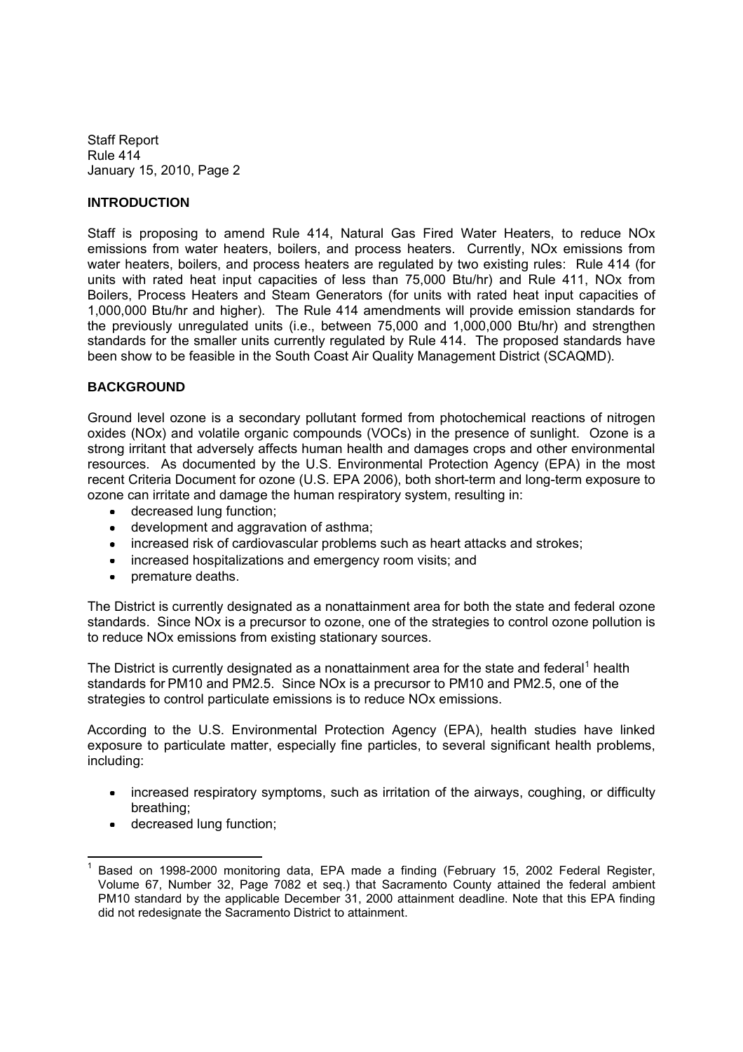## INTRODUCTION

Staff is proposing to amend Rule 414, Natural Gas Fired Water Heaters, to reduce NOx emissions from water heaters, boilers, and process heaters. Currently, NOx emissions from water heaters, boilers, and process heaters are regulated by two existing rules: Rule 414 (for units with rated heat input capacities of less than 75,000 Btu/hr) and Rule 411, NOx from Boilers, Process Heaters and Steam Generators (for units with rated heat input capacities of 1,000,000 Btu/hr and higher). The Rule 414 amendments will provide emission standards for the previously unregulated units (i.e., between 75,000 and 1,000,000 Btu/hr) and strengthen standards for the smaller units currently regulated by Rule 414. The proposed standards have been show to be feasible in the South Coast Air Quality Management District (SCAQMD).

## BACKGROUND

Ground level ozone is a secondary pollutant formed from photochemical reactions of nitrogen oxides (NOx) and volatile organic compounds (VOCs) in the presence of sunlight. Ozone is a strong irritant that adversely affects human health and damages crops and other environmental resources. As documented by the U.S. Environmental Protection Agency (EPA) in the most recent Criteria Document for ozone (U.S. EPA 2006), both short-term and long-term exposure to ozone can irritate and damage the human respiratory system, resulting in:

- decreased lung function;
- development and aggravation of asthma;
- increased risk of cardiovascular problems such as heart attacks and strokes;
- increased hospitalizations and emergency room visits; and
- premature deaths.

The District is currently designated as a nonattainment area for both the state and federal ozone standards. Since NOx is a precursor to ozone, one of the strategies to control ozone pollution is to reduce NOx emissions from existing stationary sources.

The District is currently designated as a nonattainment area for the state and federal[1] health standards for PM10 and PM2.5. Since NOx is a precursor to PM10 and PM2.5, one of the strategies to control particulate emissions is to reduce NOx emissions.

According to the U.S. Environmental Protection Agency (EPA), health studies have linked exposure to particulate matter, especially fine particles, to several significant health problems, including:

- increased respiratory symptoms, such as irritation of the airways, coughing, or difficulty breathing;
- decreased lung function;

---

[1] Based on 1998-2000 monitoring data, EPA made a finding (February 15, 2002 Federal Register, Volume 67, Number 32, Page 7082 et seq.) that Sacramento County attained the federal ambient PM10 standard by the applicable December 31, 2000 attainment deadline. Note that this EPA finding did not redesignate the Sacramento District to attainment.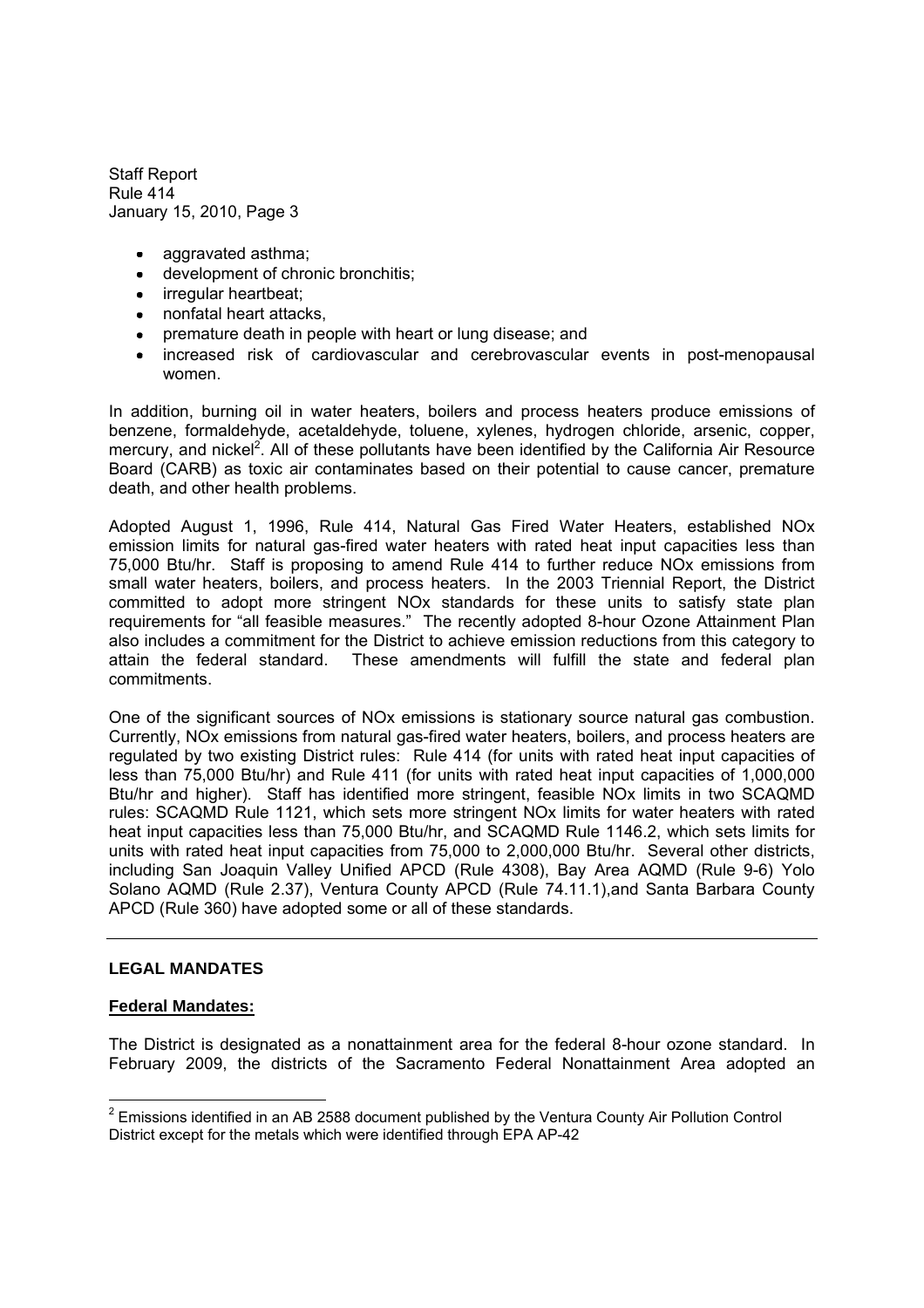- aggravated asthma;
- development of chronic bronchitis;
- irregular heartbeat;
- nonfatal heart attacks,
- premature death in people with heart or lung disease; and
- increased risk of cardiovascular and cerebrovascular events in post-menopausal women.

In addition, burning oil in water heaters, boilers and process heaters produce emissions of benzene, formaldehyde, acetaldehyde, toluene, xylenes, hydrogen chloride, arsenic, copper, mercury, and nickel[2]. All of these pollutants have been identified by the California Air Resource Board (CARB) as toxic air contaminates based on their potential to cause cancer, premature death, and other health problems.

Adopted August 1, 1996, Rule 414, Natural Gas Fired Water Heaters, established NOx emission limits for natural gas-fired water heaters with rated heat input capacities less than 75,000 Btu/hr. Staff is proposing to amend Rule 414 to further reduce NOx emissions from small water heaters, boilers, and process heaters. In the 2003 Triennial Report, the District committed to adopt more stringent NOx standards for these units to satisfy state plan requirements for "all feasible measures." The recently adopted 8-hour Ozone Attainment Plan also includes a commitment for the District to achieve emission reductions from this category to attain the federal standard. These amendments will fulfill the state and federal plan commitments.

One of the significant sources of NOx emissions is stationary source natural gas combustion. Currently, NOx emissions from natural gas-fired water heaters, boilers, and process heaters are regulated by two existing District rules: Rule 414 (for units with rated heat input capacities of less than 75,000 Btu/hr) and Rule 411 (for units with rated heat input capacities of 1,000,000 Btu/hr and higher). Staff has identified more stringent, feasible NOx limits in two SCAQMD rules: SCAQMD Rule 1121, which sets more stringent NOx limits for water heaters with rated heat input capacities less than 75,000 Btu/hr, and SCAQMD Rule 1146.2, which sets limits for units with rated heat input capacities from 75,000 to 2,000,000 Btu/hr. Several other districts, including San Joaquin Valley Unified APCD (Rule 4308), Bay Area AQMD (Rule 9-6) Yolo Solano AQMD (Rule 2.37), Ventura County APCD (Rule 74.11.1),and Santa Barbara County APCD (Rule 360) have adopted some or all of these standards.

---

## LEGAL MANDATES

### Federal Mandates:

The District is designated as a nonattainment area for the federal 8-hour ozone standard. In February 2009, the districts of the Sacramento Federal Nonattainment Area adopted an

---

[2] Emissions identified in an AB 2588 document published by the Ventura County Air Pollution Control District except for the metals which were identified through EPA AP-42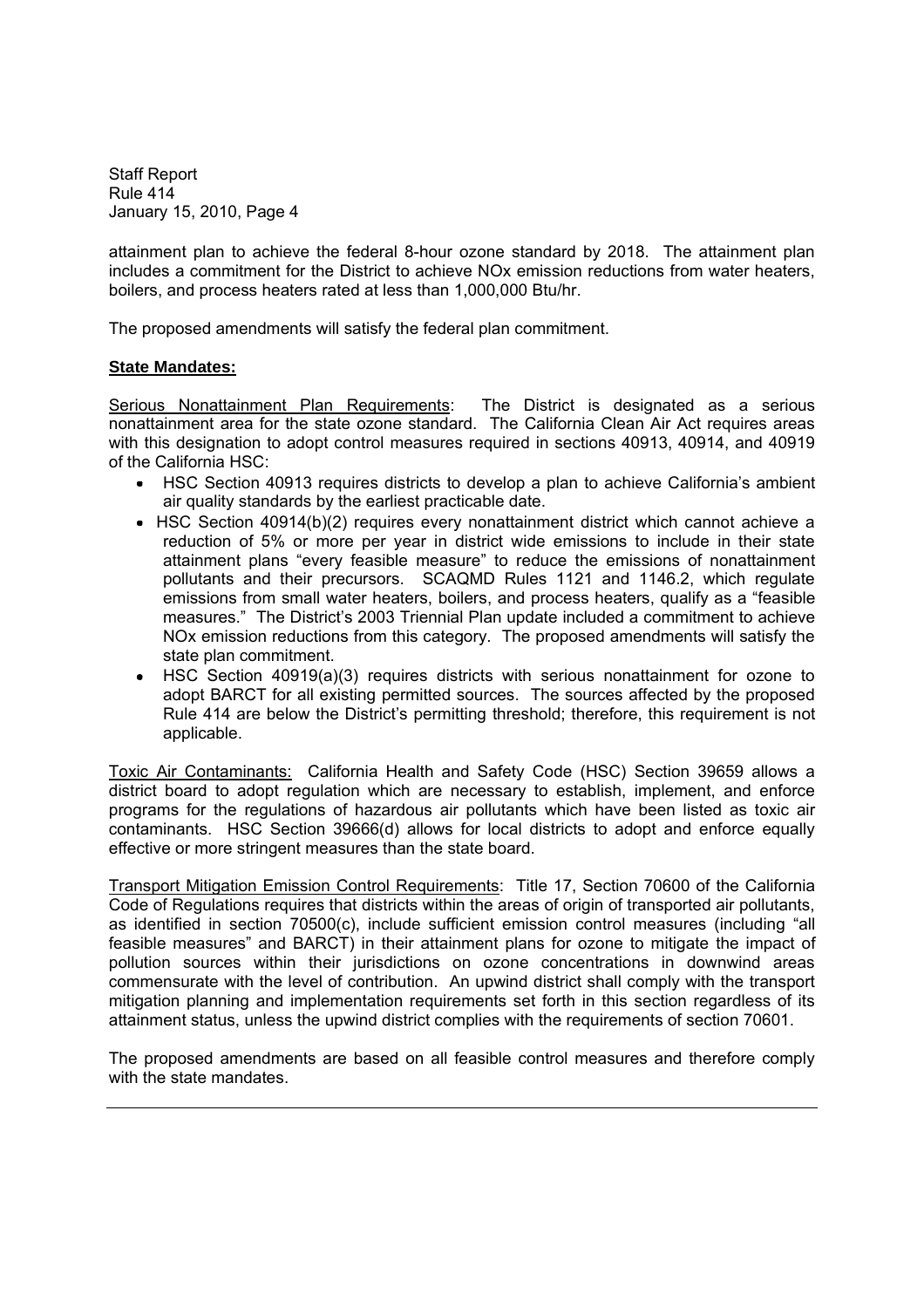attainment plan to achieve the federal 8-hour ozone standard by 2018. The attainment plan includes a commitment for the District to achieve NOx emission reductions from water heaters, boilers, and process heaters rated at less than 1,000,000 Btu/hr.

The proposed amendments will satisfy the federal plan commitment.

**State Mandates:**

Serious Nonattainment Plan Requirements: The District is designated as a serious nonattainment area for the state ozone standard. The California Clean Air Act requires areas with this designation to adopt control measures required in sections 40913, 40914, and 40919 of the California HSC:

- HSC Section 40913 requires districts to develop a plan to achieve California's ambient air quality standards by the earliest practicable date.
- HSC Section 40914(b)(2) requires every nonattainment district which cannot achieve a reduction of 5% or more per year in district wide emissions to include in their state attainment plans "every feasible measure" to reduce the emissions of nonattainment pollutants and their precursors. SCAQMD Rules 1121 and 1146.2, which regulate emissions from small water heaters, boilers, and process heaters, qualify as a "feasible measures." The District's 2003 Triennial Plan update included a commitment to achieve NOx emission reductions from this category. The proposed amendments will satisfy the state plan commitment.
- HSC Section 40919(a)(3) requires districts with serious nonattainment for ozone to adopt BARCT for all existing permitted sources. The sources affected by the proposed Rule 414 are below the District's permitting threshold; therefore, this requirement is not applicable.

Toxic Air Contaminants: California Health and Safety Code (HSC) Section 39659 allows a district board to adopt regulation which are necessary to establish, implement, and enforce programs for the regulations of hazardous air pollutants which have been listed as toxic air contaminants. HSC Section 39666(d) allows for local districts to adopt and enforce equally effective or more stringent measures than the state board.

Transport Mitigation Emission Control Requirements: Title 17, Section 70600 of the California Code of Regulations requires that districts within the areas of origin of transported air pollutants, as identified in section 70500(c), include sufficient emission control measures (including "all feasible measures" and BARCT) in their attainment plans for ozone to mitigate the impact of pollution sources within their jurisdictions on ozone concentrations in downwind areas commensurate with the level of contribution. An upwind district shall comply with the transport mitigation planning and implementation requirements set forth in this section regardless of its attainment status, unless the upwind district complies with the requirements of section 70601.

The proposed amendments are based on all feasible control measures and therefore comply with the state mandates.

---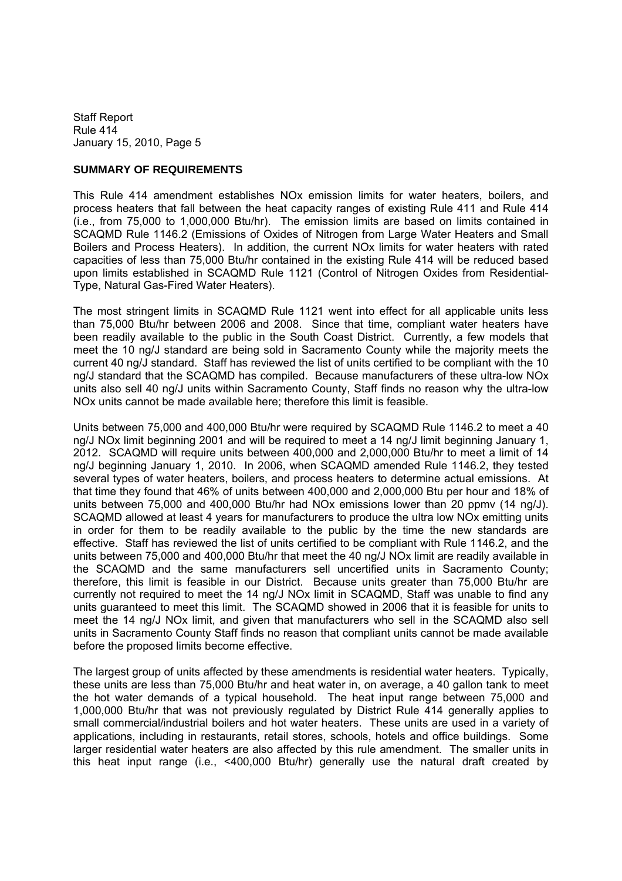## SUMMARY OF REQUIREMENTS

This Rule 414 amendment establishes NOx emission limits for water heaters, boilers, and process heaters that fall between the heat capacity ranges of existing Rule 411 and Rule 414 (i.e., from 75,000 to 1,000,000 Btu/hr). The emission limits are based on limits contained in SCAQMD Rule 1146.2 (Emissions of Oxides of Nitrogen from Large Water Heaters and Small Boilers and Process Heaters). In addition, the current NOx limits for water heaters with rated capacities of less than 75,000 Btu/hr contained in the existing Rule 414 will be reduced based upon limits established in SCAQMD Rule 1121 (Control of Nitrogen Oxides from Residential-Type, Natural Gas-Fired Water Heaters).

The most stringent limits in SCAQMD Rule 1121 went into effect for all applicable units less than 75,000 Btu/hr between 2006 and 2008. Since that time, compliant water heaters have been readily available to the public in the South Coast District. Currently, a few models that meet the 10 ng/J standard are being sold in Sacramento County while the majority meets the current 40 ng/J standard. Staff has reviewed the list of units certified to be compliant with the 10 ng/J standard that the SCAQMD has compiled. Because manufacturers of these ultra-low NOx units also sell 40 ng/J units within Sacramento County, Staff finds no reason why the ultra-low NOx units cannot be made available here; therefore this limit is feasible.

Units between 75,000 and 400,000 Btu/hr were required by SCAQMD Rule 1146.2 to meet a 40 ng/J NOx limit beginning 2001 and will be required to meet a 14 ng/J limit beginning January 1, 2012. SCAQMD will require units between 400,000 and 2,000,000 Btu/hr to meet a limit of 14 ng/J beginning January 1, 2010. In 2006, when SCAQMD amended Rule 1146.2, they tested several types of water heaters, boilers, and process heaters to determine actual emissions. At that time they found that 46% of units between 400,000 and 2,000,000 Btu per hour and 18% of units between 75,000 and 400,000 Btu/hr had NOx emissions lower than 20 ppmv (14 ng/J). SCAQMD allowed at least 4 years for manufacturers to produce the ultra low NOx emitting units in order for them to be readily available to the public by the time the new standards are effective. Staff has reviewed the list of units certified to be compliant with Rule 1146.2, and the units between 75,000 and 400,000 Btu/hr that meet the 40 ng/J NOx limit are readily available in the SCAQMD and the same manufacturers sell uncertified units in Sacramento County; therefore, this limit is feasible in our District. Because units greater than 75,000 Btu/hr are currently not required to meet the 14 ng/J NOx limit in SCAQMD, Staff was unable to find any units guaranteed to meet this limit. The SCAQMD showed in 2006 that it is feasible for units to meet the 14 ng/J NOx limit, and given that manufacturers who sell in the SCAQMD also sell units in Sacramento County Staff finds no reason that compliant units cannot be made available before the proposed limits become effective.

The largest group of units affected by these amendments is residential water heaters. Typically, these units are less than 75,000 Btu/hr and heat water in, on average, a 40 gallon tank to meet the hot water demands of a typical household. The heat input range between 75,000 and 1,000,000 Btu/hr that was not previously regulated by District Rule 414 generally applies to small commercial/industrial boilers and hot water heaters. These units are used in a variety of applications, including in restaurants, retail stores, schools, hotels and office buildings. Some larger residential water heaters are also affected by this rule amendment. The smaller units in this heat input range (i.e., <400,000 Btu/hr) generally use the natural draft created by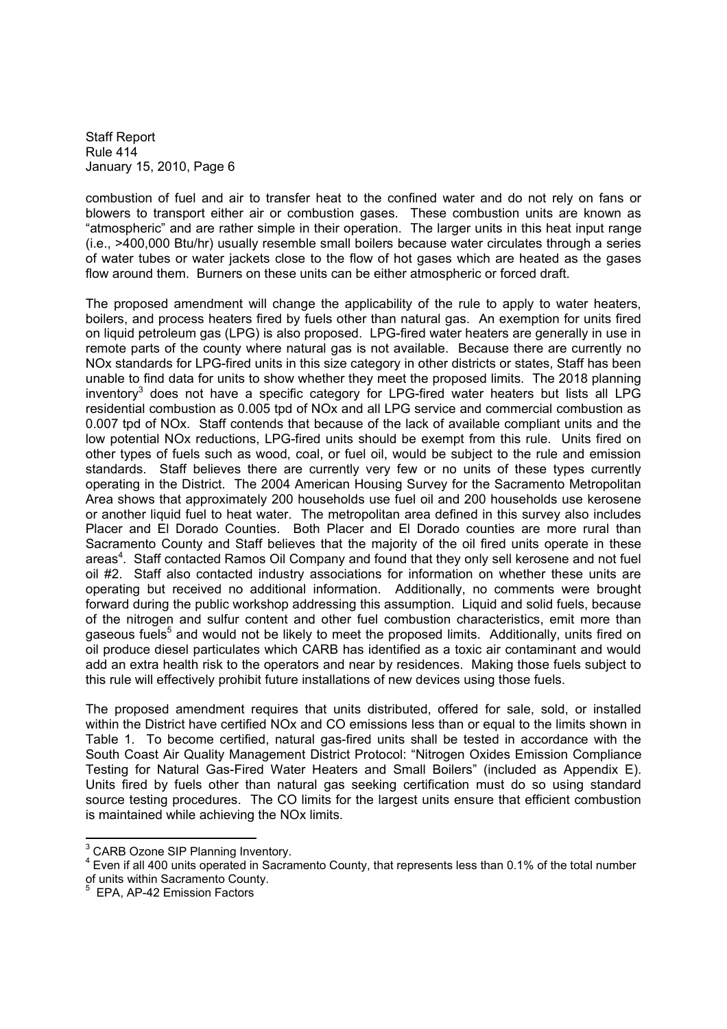combustion of fuel and air to transfer heat to the confined water and do not rely on fans or blowers to transport either air or combustion gases. These combustion units are known as "atmospheric" and are rather simple in their operation. The larger units in this heat input range (i.e., >400,000 Btu/hr) usually resemble small boilers because water circulates through a series of water tubes or water jackets close to the flow of hot gases which are heated as the gases flow around them. Burners on these units can be either atmospheric or forced draft.

The proposed amendment will change the applicability of the rule to apply to water heaters, boilers, and process heaters fired by fuels other than natural gas. An exemption for units fired on liquid petroleum gas (LPG) is also proposed. LPG-fired water heaters are generally in use in remote parts of the county where natural gas is not available. Because there are currently no NOx standards for LPG-fired units in this size category in other districts or states, Staff has been unable to find data for units to show whether they meet the proposed limits. The 2018 planning inventory[3] does not have a specific category for LPG-fired water heaters but lists all LPG residential combustion as 0.005 tpd of NOx and all LPG service and commercial combustion as 0.007 tpd of NOx. Staff contends that because of the lack of available compliant units and the low potential NOx reductions, LPG-fired units should be exempt from this rule. Units fired on other types of fuels such as wood, coal, or fuel oil, would be subject to the rule and emission standards. Staff believes there are currently very few or no units of these types currently operating in the District. The 2004 American Housing Survey for the Sacramento Metropolitan Area shows that approximately 200 households use fuel oil and 200 households use kerosene or another liquid fuel to heat water. The metropolitan area defined in this survey also includes Placer and El Dorado Counties. Both Placer and El Dorado counties are more rural than Sacramento County and Staff believes that the majority of the oil fired units operate in these areas[4]. Staff contacted Ramos Oil Company and found that they only sell kerosene and not fuel oil #2. Staff also contacted industry associations for information on whether these units are operating but received no additional information. Additionally, no comments were brought forward during the public workshop addressing this assumption. Liquid and solid fuels, because of the nitrogen and sulfur content and other fuel combustion characteristics, emit more than gaseous fuels[5] and would not be likely to meet the proposed limits. Additionally, units fired on oil produce diesel particulates which CARB has identified as a toxic air contaminant and would add an extra health risk to the operators and near by residences. Making those fuels subject to this rule will effectively prohibit future installations of new devices using those fuels.

The proposed amendment requires that units distributed, offered for sale, sold, or installed within the District have certified NOx and CO emissions less than or equal to the limits shown in Table 1. To become certified, natural gas-fired units shall be tested in accordance with the South Coast Air Quality Management District Protocol: "Nitrogen Oxides Emission Compliance Testing for Natural Gas-Fired Water Heaters and Small Boilers" (included as Appendix E). Units fired by fuels other than natural gas seeking certification must do so using standard source testing procedures. The CO limits for the largest units ensure that efficient combustion is maintained while achieving the NOx limits.

---

[3] CARB Ozone SIP Planning Inventory.

[4] Even if all 400 units operated in Sacramento County, that represents less than 0.1% of the total number of units within Sacramento County.

[5] EPA, AP-42 Emission Factors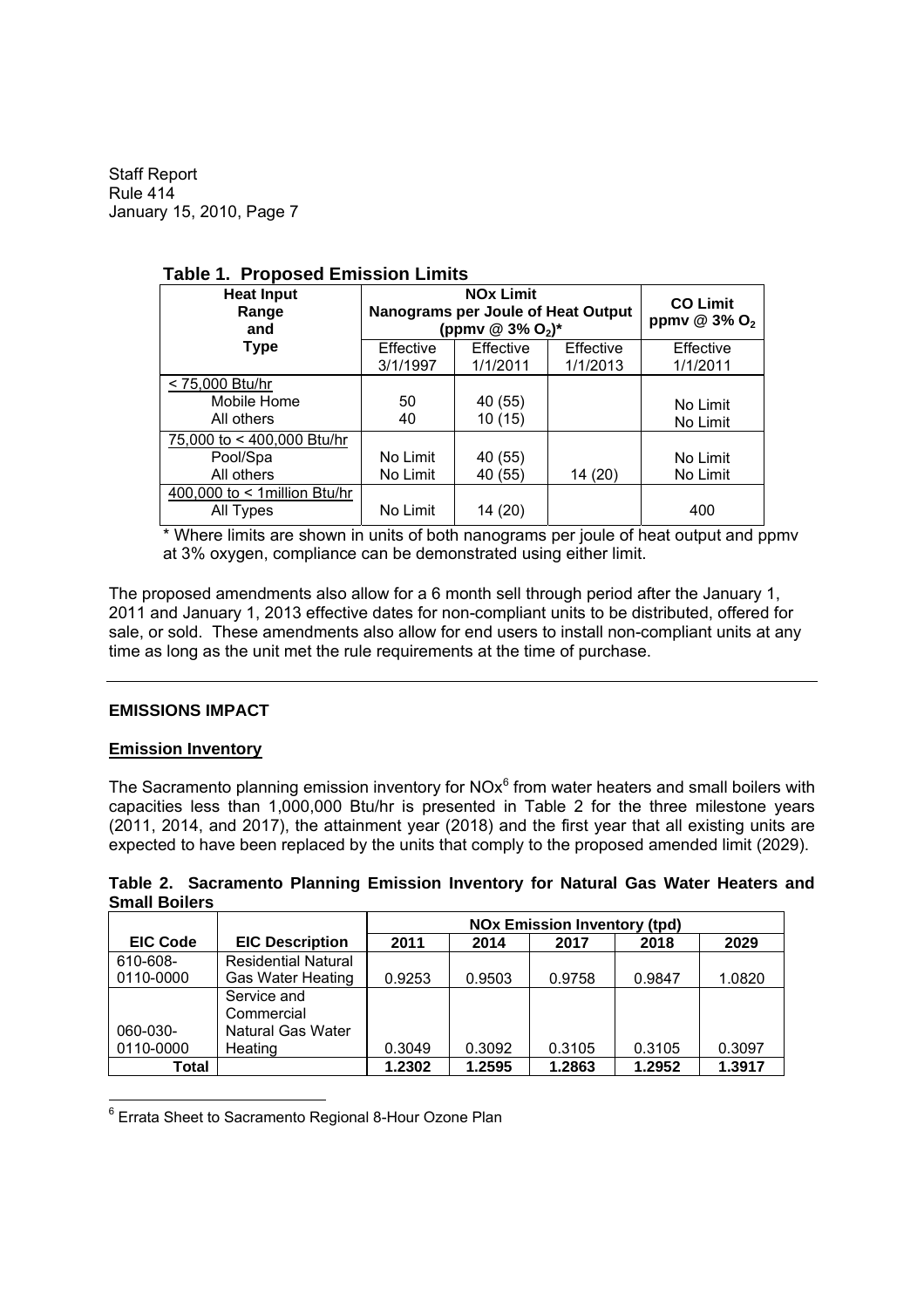**Table 1. Proposed Emission Limits**

| Heat Input Range and Type | NOx Limit Nanograms per Joule of Heat Output (ppmv @ 3% $O_2$)* | | | CO Limit ppmv @ 3% $O_2$ |
|---|---|---|---|---|
| | Effective 3/1/1997 | Effective 1/1/2011 | Effective 1/1/2013 | Effective 1/1/2011 |
| < 75,000 Btu/hr | | | | |
| Mobile Home | 50 | 40 (55) | | No Limit |
| All others | 40 | 10 (15) | | No Limit |
| 75,000 to < 400,000 Btu/hr | | | | |
| Pool/Spa | No Limit | 40 (55) | | No Limit |
| All others | No Limit | 40 (55) | 14 (20) | No Limit |
| 400,000 to < 1million Btu/hr | | | | |
| All Types | No Limit | 14 (20) | | 400 |

\* Where limits are shown in units of both nanograms per joule of heat output and ppmv at 3% oxygen, compliance can be demonstrated using either limit.

The proposed amendments also allow for a 6 month sell through period after the January 1, 2011 and January 1, 2013 effective dates for non-compliant units to be distributed, offered for sale, or sold. These amendments also allow for end users to install non-compliant units at any time as long as the unit met the rule requirements at the time of purchase.

---

## EMISSIONS IMPACT

### Emission Inventory

The Sacramento planning emission inventory for NOx[6] from water heaters and small boilers with capacities less than 1,000,000 Btu/hr is presented in Table 2 for the three milestone years (2011, 2014, and 2017), the attainment year (2018) and the first year that all existing units are expected to have been replaced by the units that comply to the proposed amended limit (2029).

**Table 2. Sacramento Planning Emission Inventory for Natural Gas Water Heaters and Small Boilers**

| EIC Code | EIC Description | NOx Emission Inventory (tpd) 2011 | 2014 | 2017 | 2018 | 2029 |
|---|---|---|---|---|---|---|
| 610-608-0110-0000 | Residential Natural Gas Water Heating | 0.9253 | 0.9503 | 0.9758 | 0.9847 | 1.0820 |
| 060-030-0110-0000 | Service and Commercial Natural Gas Water Heating | 0.3049 | 0.3092 | 0.3105 | 0.3105 | 0.3097 |
| **Total** | | **1.2302** | **1.2595** | **1.2863** | **1.2952** | **1.3917** |

[6] Errata Sheet to Sacramento Regional 8-Hour Ozone Plan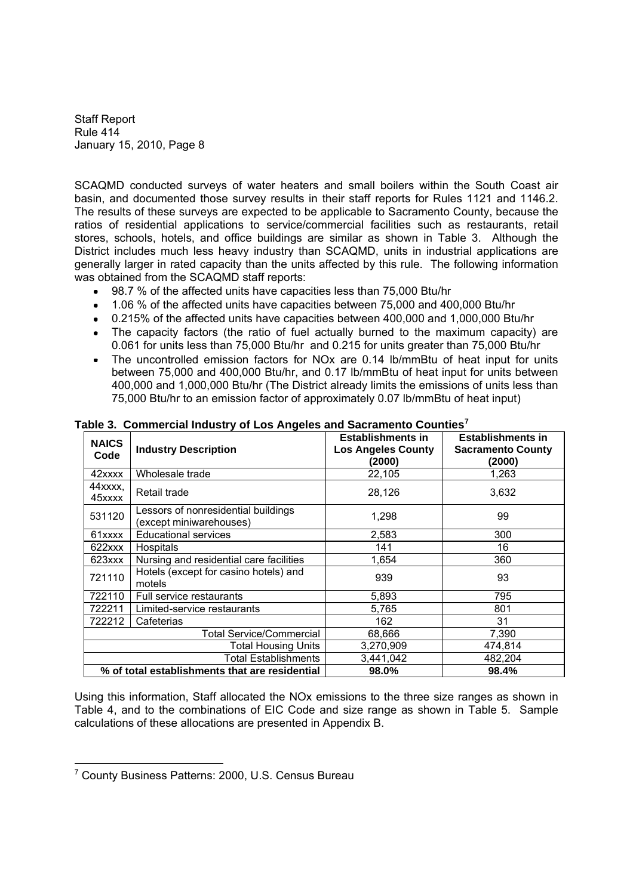SCAQMD conducted surveys of water heaters and small boilers within the South Coast air basin, and documented those survey results in their staff reports for Rules 1121 and 1146.2. The results of these surveys are expected to be applicable to Sacramento County, because the ratios of residential applications to service/commercial facilities such as restaurants, retail stores, schools, hotels, and office buildings are similar as shown in Table 3. Although the District includes much less heavy industry than SCAQMD, units in industrial applications are generally larger in rated capacity than the units affected by this rule. The following information was obtained from the SCAQMD staff reports:

- 98.7 % of the affected units have capacities less than 75,000 Btu/hr
- 1.06 % of the affected units have capacities between 75,000 and 400,000 Btu/hr
- 0.215% of the affected units have capacities between 400,000 and 1,000,000 Btu/hr
- The capacity factors (the ratio of fuel actually burned to the maximum capacity) are 0.061 for units less than 75,000 Btu/hr and 0.215 for units greater than 75,000 Btu/hr
- The uncontrolled emission factors for NOx are 0.14 lb/mmBtu of heat input for units between 75,000 and 400,000 Btu/hr, and 0.17 lb/mmBtu of heat input for units between 400,000 and 1,000,000 Btu/hr (The District already limits the emissions of units less than 75,000 Btu/hr to an emission factor of approximately 0.07 lb/mmBtu of heat input)

**Table 3. Commercial Industry of Los Angeles and Sacramento Counties[7]**

| NAICS Code | Industry Description | Establishments in Los Angeles County (2000) | Establishments in Sacramento County (2000) |
|---|---|---|---|
| 42xxxx | Wholesale trade | 22,105 | 1,263 |
| 44xxxx, 45xxxx | Retail trade | 28,126 | 3,632 |
| 531120 | Lessors of nonresidential buildings (except miniwarehouses) | 1,298 | 99 |
| 61xxxx | Educational services | 2,583 | 300 |
| 622xxx | Hospitals | 141 | 16 |
| 623xxx | Nursing and residential care facilities | 1,654 | 360 |
| 721110 | Hotels (except for casino hotels) and motels | 939 | 93 |
| 722110 | Full service restaurants | 5,893 | 795 |
| 722211 | Limited-service restaurants | 5,765 | 801 |
| 722212 | Cafeterias | 162 | 31 |
| | Total Service/Commercial | 68,666 | 7,390 |
| | Total Housing Units | 3,270,909 | 474,814 |
| | Total Establishments | 3,441,042 | 482,204 |
| | **% of total establishments that are residential** | **98.0%** | **98.4%** |

Using this information, Staff allocated the NOx emissions to the three size ranges as shown in Table 4, and to the combinations of EIC Code and size range as shown in Table 5. Sample calculations of these allocations are presented in Appendix B.

[7] County Business Patterns: 2000, U.S. Census Bureau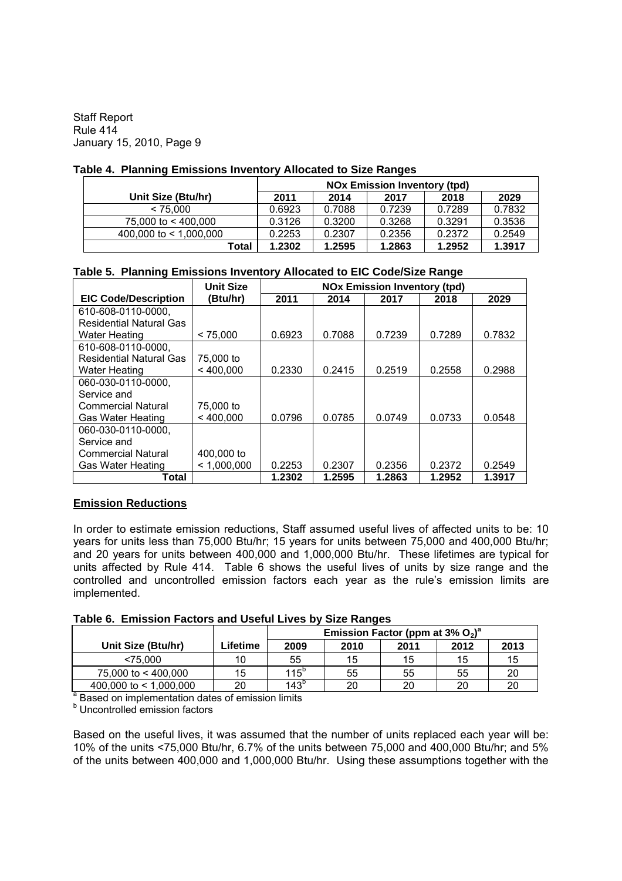**Table 4. Planning Emissions Inventory Allocated to Size Ranges**

| Unit Size (Btu/hr) | NOx Emission Inventory (tpd) | | | | |
|---|---|---|---|---|---|
| | 2011 | 2014 | 2017 | 2018 | 2029 |
| < 75,000 | 0.6923 | 0.7088 | 0.7239 | 0.7289 | 0.7832 |
| 75,000 to < 400,000 | 0.3126 | 0.3200 | 0.3268 | 0.3291 | 0.3536 |
| 400,000 to < 1,000,000 | 0.2253 | 0.2307 | 0.2356 | 0.2372 | 0.2549 |
| **Total** | **1.2302** | **1.2595** | **1.2863** | **1.2952** | **1.3917** |

**Table 5. Planning Emissions Inventory Allocated to EIC Code/Size Range**

| EIC Code/Description | Unit Size (Btu/hr) | NOx Emission Inventory (tpd) | | | | |
|---|---|---|---|---|---|---|
| | | 2011 | 2014 | 2017 | 2018 | 2029 |
| 610-608-0110-0000, Residential Natural Gas Water Heating | < 75,000 | 0.6923 | 0.7088 | 0.7239 | 0.7289 | 0.7832 |
| 610-608-0110-0000, Residential Natural Gas Water Heating | 75,000 to < 400,000 | 0.2330 | 0.2415 | 0.2519 | 0.2558 | 0.2988 |
| 060-030-0110-0000, Service and Commercial Natural Gas Water Heating | 75,000 to < 400,000 | 0.0796 | 0.0785 | 0.0749 | 0.0733 | 0.0548 |
| 060-030-0110-0000, Service and Commercial Natural Gas Water Heating | 400,000 to < 1,000,000 | 0.2253 | 0.2307 | 0.2356 | 0.2372 | 0.2549 |
| **Total** | | **1.2302** | **1.2595** | **1.2863** | **1.2952** | **1.3917** |

## Emission Reductions

In order to estimate emission reductions, Staff assumed useful lives of affected units to be: 10 years for units less than 75,000 Btu/hr; 15 years for units between 75,000 and 400,000 Btu/hr; and 20 years for units between 400,000 and 1,000,000 Btu/hr. These lifetimes are typical for units affected by Rule 414. Table 6 shows the useful lives of units by size range and the controlled and uncontrolled emission factors each year as the rule's emission limits are implemented.

**Table 6. Emission Factors and Useful Lives by Size Ranges**

| Unit Size (Btu/hr) | Lifetime | Emission Factor (ppm at 3% $O_2$)[a] | | | | |
|---|---|---|---|---|---|---|
| | | 2009 | 2010 | 2011 | 2012 | 2013 |
| <75,000 | 10 | 55 | 15 | 15 | 15 | 15 |
| 75,000 to < 400,000 | 15 | 115[b] | 55 | 55 | 55 | 20 |
| 400,000 to < 1,000,000 | 20 | 143[b] | 20 | 20 | 20 | 20 |

[a] Based on implementation dates of emission limits

[b] Uncontrolled emission factors

Based on the useful lives, it was assumed that the number of units replaced each year will be: 10% of the units <75,000 Btu/hr, 6.7% of the units between 75,000 and 400,000 Btu/hr; and 5% of the units between 400,000 and 1,000,000 Btu/hr. Using these assumptions together with the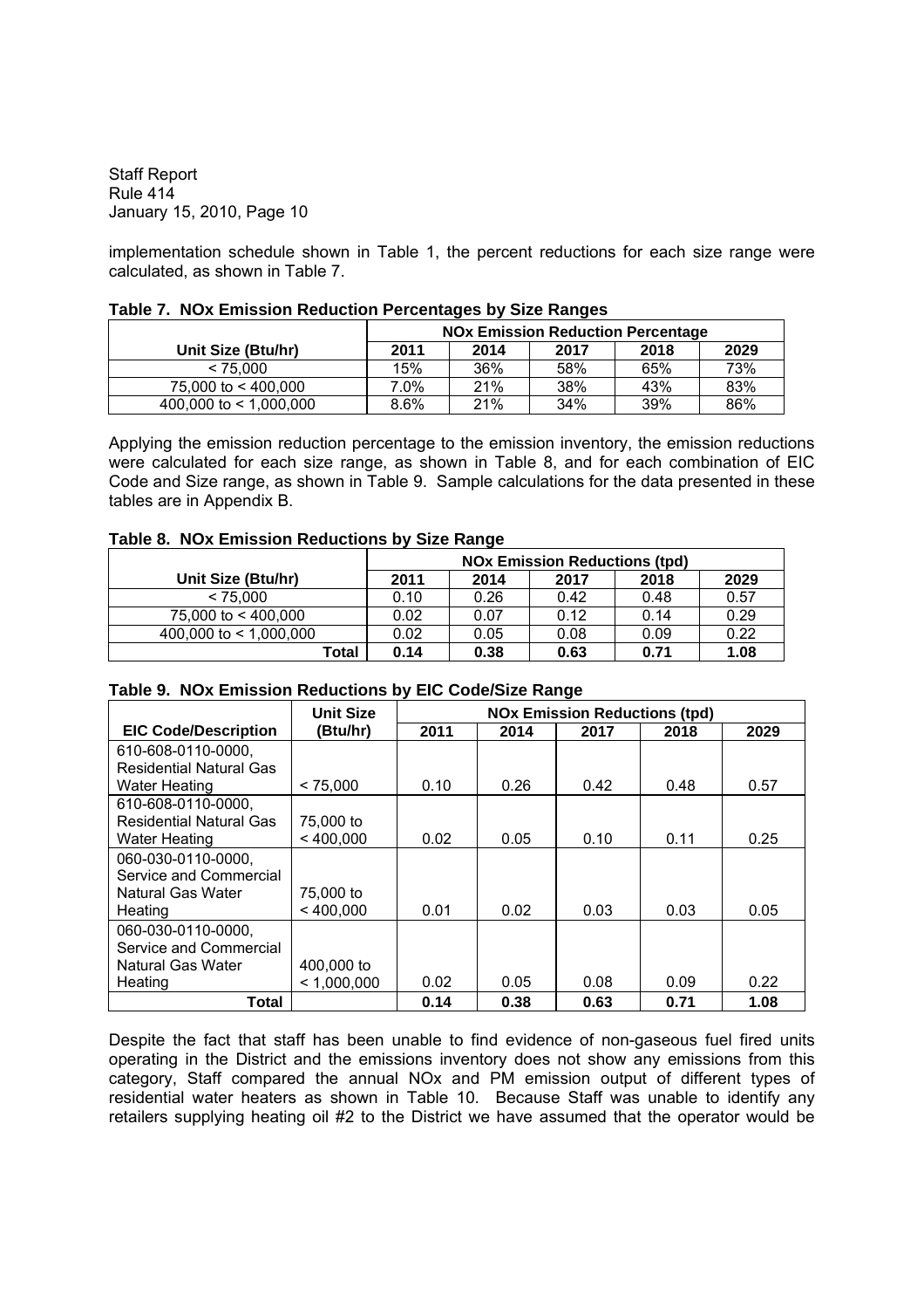implementation schedule shown in Table 1, the percent reductions for each size range were calculated, as shown in Table 7.

**Table 7. NOx Emission Reduction Percentages by Size Ranges**

| | NOx Emission Reduction Percentage | | | | |
|---|---|---|---|---|---|
| **Unit Size (Btu/hr)** | **2011** | **2014** | **2017** | **2018** | **2029** |
| < 75,000 | 15% | 36% | 58% | 65% | 73% |
| 75,000 to < 400,000 | 7.0% | 21% | 38% | 43% | 83% |
| 400,000 to < 1,000,000 | 8.6% | 21% | 34% | 39% | 86% |

Applying the emission reduction percentage to the emission inventory, the emission reductions were calculated for each size range, as shown in Table 8, and for each combination of EIC Code and Size range, as shown in Table 9. Sample calculations for the data presented in these tables are in Appendix B.

**Table 8. NOx Emission Reductions by Size Range**

| | NOx Emission Reductions (tpd) | | | | |
|---|---|---|---|---|---|
| **Unit Size (Btu/hr)** | **2011** | **2014** | **2017** | **2018** | **2029** |
| < 75,000 | 0.10 | 0.26 | 0.42 | 0.48 | 0.57 |
| 75,000 to < 400,000 | 0.02 | 0.07 | 0.12 | 0.14 | 0.29 |
| 400,000 to < 1,000,000 | 0.02 | 0.05 | 0.08 | 0.09 | 0.22 |
| **Total** | **0.14** | **0.38** | **0.63** | **0.71** | **1.08** |

**Table 9. NOx Emission Reductions by EIC Code/Size Range**

| | Unit Size | NOx Emission Reductions (tpd) | | | | |
|---|---|---|---|---|---|---|
| **EIC Code/Description** | **(Btu/hr)** | **2011** | **2014** | **2017** | **2018** | **2029** |
| 610-608-0110-0000, Residential Natural Gas Water Heating | < 75,000 | 0.10 | 0.26 | 0.42 | 0.48 | 0.57 |
| 610-608-0110-0000, Residential Natural Gas Water Heating | 75,000 to < 400,000 | 0.02 | 0.05 | 0.10 | 0.11 | 0.25 |
| 060-030-0110-0000, Service and Commercial Natural Gas Water Heating | 75,000 to < 400,000 | 0.01 | 0.02 | 0.03 | 0.03 | 0.05 |
| 060-030-0110-0000, Service and Commercial Natural Gas Water Heating | 400,000 to < 1,000,000 | 0.02 | 0.05 | 0.08 | 0.09 | 0.22 |
| **Total** | | **0.14** | **0.38** | **0.63** | **0.71** | **1.08** |

Despite the fact that staff has been unable to find evidence of non-gaseous fuel fired units operating in the District and the emissions inventory does not show any emissions from this category, Staff compared the annual NOx and PM emission output of different types of residential water heaters as shown in Table 10. Because Staff was unable to identify any retailers supplying heating oil #2 to the District we have assumed that the operator would be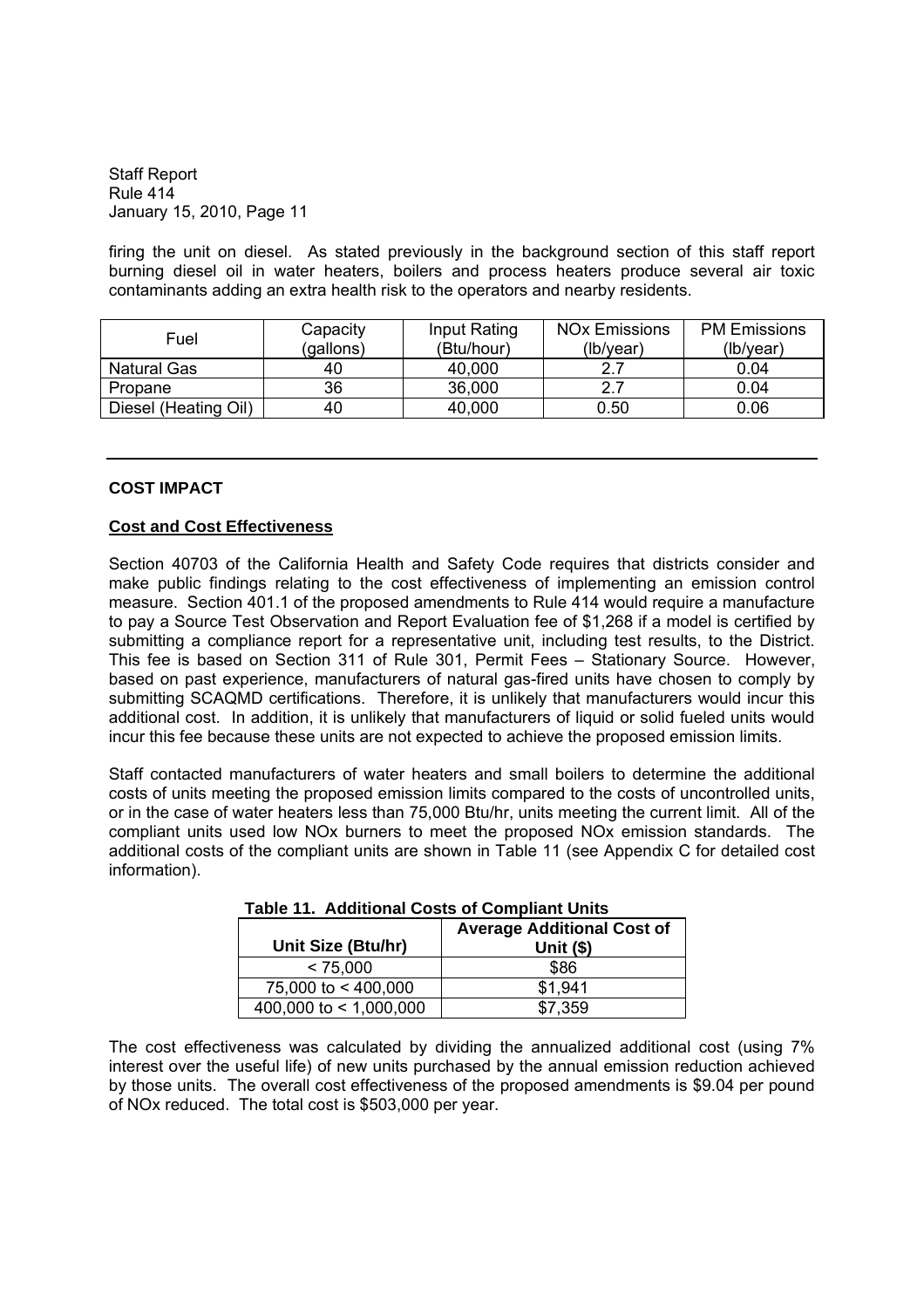firing the unit on diesel. As stated previously in the background section of this staff report burning diesel oil in water heaters, boilers and process heaters produce several air toxic contaminants adding an extra health risk to the operators and nearby residents.

| Fuel | Capacity (gallons) | Input Rating (Btu/hour) | NOx Emissions (lb/year) | PM Emissions (lb/year) |
|---|---|---|---|---|
| Natural Gas | 40 | 40,000 | 2.7 | 0.04 |
| Propane | 36 | 36,000 | 2.7 | 0.04 |
| Diesel (Heating Oil) | 40 | 40,000 | 0.50 | 0.06 |

---

## COST IMPACT

### Cost and Cost Effectiveness

Section 40703 of the California Health and Safety Code requires that districts consider and make public findings relating to the cost effectiveness of implementing an emission control measure. Section 401.1 of the proposed amendments to Rule 414 would require a manufacture to pay a Source Test Observation and Report Evaluation fee of $1,268 if a model is certified by submitting a compliance report for a representative unit, including test results, to the District. This fee is based on Section 311 of Rule 301, Permit Fees – Stationary Source. However, based on past experience, manufacturers of natural gas-fired units have chosen to comply by submitting SCAQMD certifications. Therefore, it is unlikely that manufacturers would incur this additional cost. In addition, it is unlikely that manufacturers of liquid or solid fueled units would incur this fee because these units are not expected to achieve the proposed emission limits.

Staff contacted manufacturers of water heaters and small boilers to determine the additional costs of units meeting the proposed emission limits compared to the costs of uncontrolled units, or in the case of water heaters less than 75,000 Btu/hr, units meeting the current limit. All of the compliant units used low NOx burners to meet the proposed NOx emission standards. The additional costs of the compliant units are shown in Table 11 (see Appendix C for detailed cost information).

**Table 11. Additional Costs of Compliant Units**

| Unit Size (Btu/hr) | Average Additional Cost of Unit ($) |
|---|---|
| < 75,000 | $86 |
| 75,000 to < 400,000 | $1,941 |
| 400,000 to < 1,000,000 | $7,359 |

The cost effectiveness was calculated by dividing the annualized additional cost (using 7% interest over the useful life) of new units purchased by the annual emission reduction achieved by those units. The overall cost effectiveness of the proposed amendments is $9.04 per pound of NOx reduced. The total cost is $503,000 per year.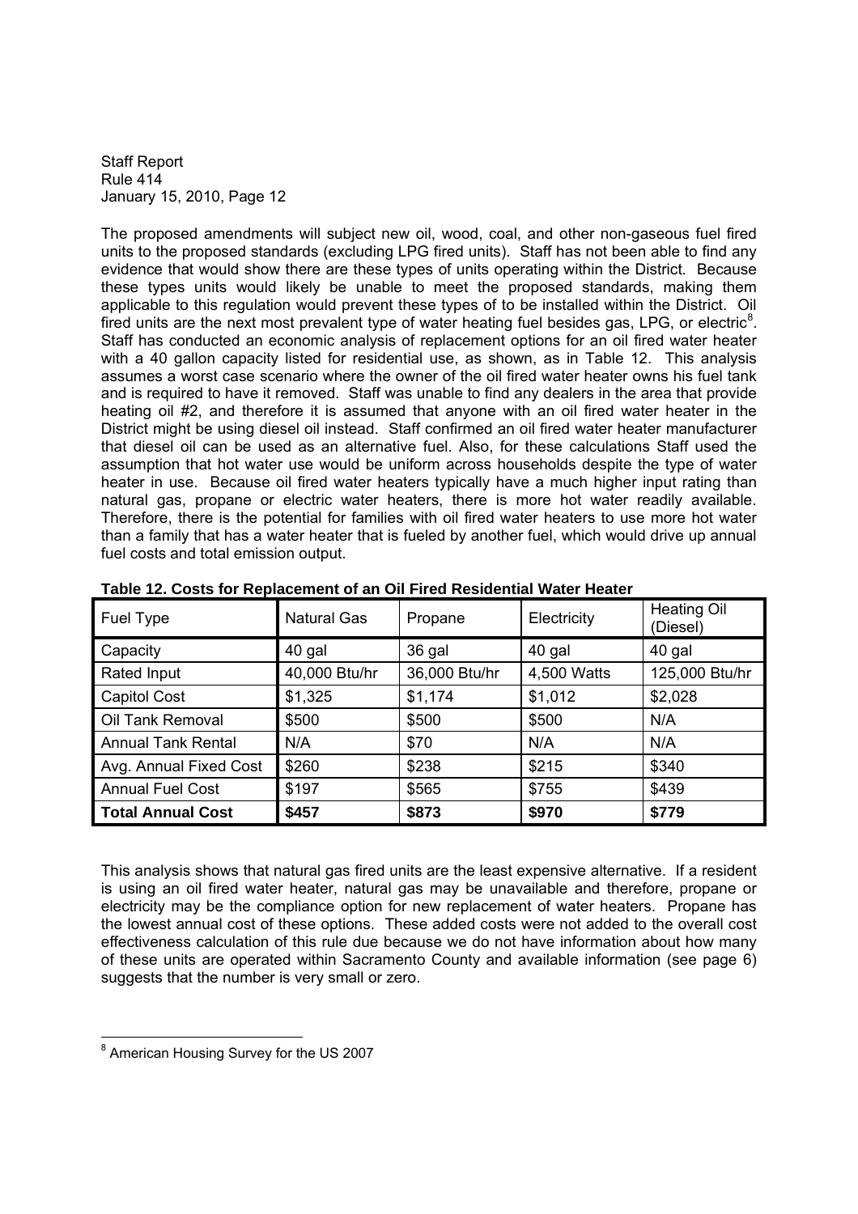The proposed amendments will subject new oil, wood, coal, and other non-gaseous fuel fired units to the proposed standards (excluding LPG fired units). Staff has not been able to find any evidence that would show there are these types of units operating within the District. Because these types units would likely be unable to meet the proposed standards, making them applicable to this regulation would prevent these types of to be installed within the District. Oil fired units are the next most prevalent type of water heating fuel besides gas, LPG, or electric[8]. Staff has conducted an economic analysis of replacement options for an oil fired water heater with a 40 gallon capacity listed for residential use, as shown, as in Table 12. This analysis assumes a worst case scenario where the owner of the oil fired water heater owns his fuel tank and is required to have it removed. Staff was unable to find any dealers in the area that provide heating oil #2, and therefore it is assumed that anyone with an oil fired water heater in the District might be using diesel oil instead. Staff confirmed an oil fired water heater manufacturer that diesel oil can be used as an alternative fuel. Also, for these calculations Staff used the assumption that hot water use would be uniform across households despite the type of water heater in use. Because oil fired water heaters typically have a much higher input rating than natural gas, propane or electric water heaters, there is more hot water readily available. Therefore, there is the potential for families with oil fired water heaters to use more hot water than a family that has a water heater that is fueled by another fuel, which would drive up annual fuel costs and total emission output.

**Table 12. Costs for Replacement of an Oil Fired Residential Water Heater**

| Fuel Type | Natural Gas | Propane | Electricity | Heating Oil (Diesel) |
|---|---|---|---|---|
| Capacity | 40 gal | 36 gal | 40 gal | 40 gal |
| Rated Input | 40,000 Btu/hr | 36,000 Btu/hr | 4,500 Watts | 125,000 Btu/hr |
| Capitol Cost | $1,325 | $1,174 | $1,012 | $2,028 |
| Oil Tank Removal | $500 | $500 | $500 | N/A |
| Annual Tank Rental | N/A | $70 | N/A | N/A |
| Avg. Annual Fixed Cost | $260 | $238 | $215 | $340 |
| Annual Fuel Cost | $197 | $565 | $755 | $439 |
| **Total Annual Cost** | **$457** | **$873** | **$970** | **$779** |

This analysis shows that natural gas fired units are the least expensive alternative. If a resident is using an oil fired water heater, natural gas may be unavailable and therefore, propane or electricity may be the compliance option for new replacement of water heaters. Propane has the lowest annual cost of these options. These added costs were not added to the overall cost effectiveness calculation of this rule due because we do not have information about how many of these units are operated within Sacramento County and available information (see page 6) suggests that the number is very small or zero.

---

[8] American Housing Survey for the US 2007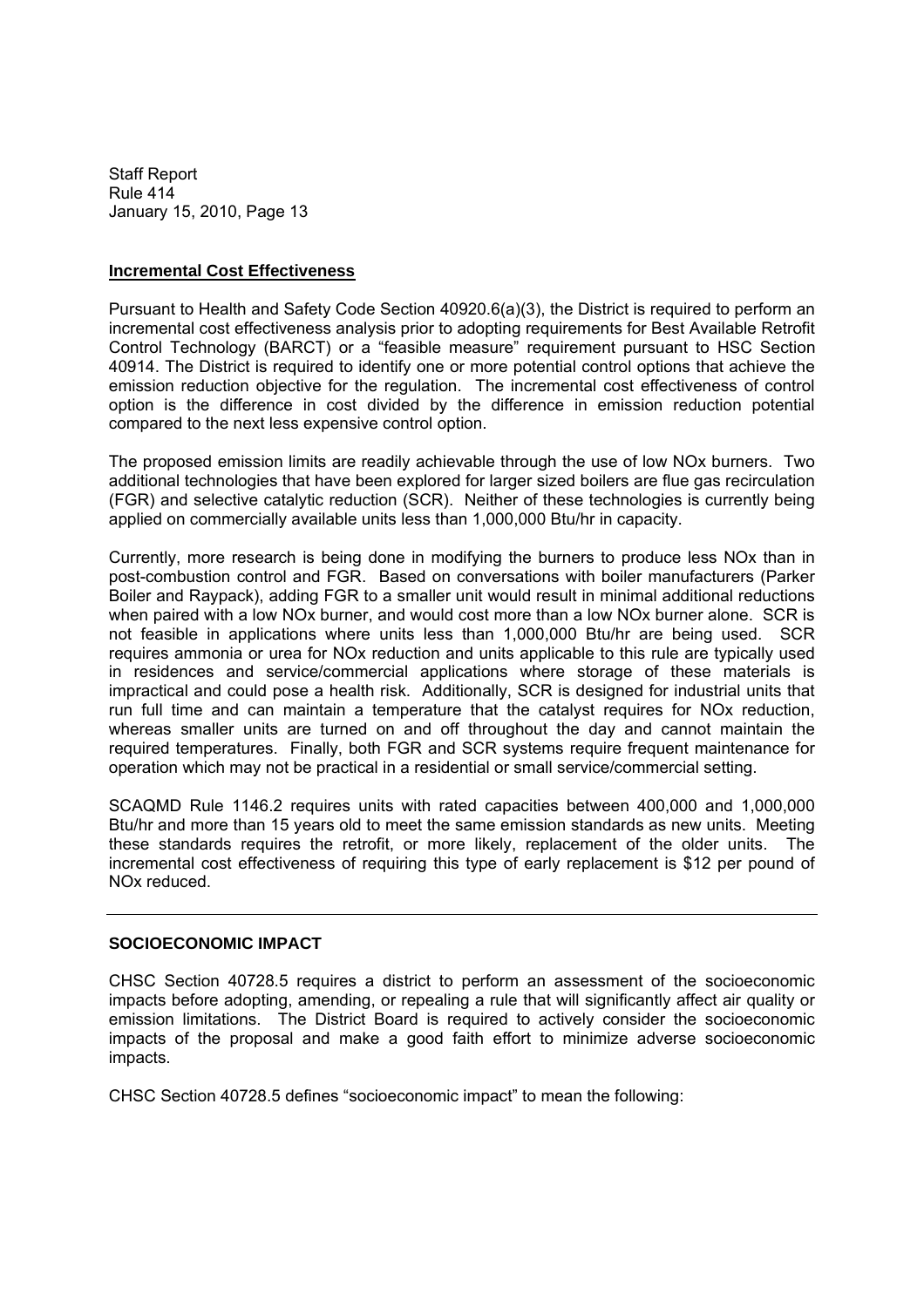**Incremental Cost Effectiveness**

Pursuant to Health and Safety Code Section 40920.6(a)(3), the District is required to perform an incremental cost effectiveness analysis prior to adopting requirements for Best Available Retrofit Control Technology (BARCT) or a "feasible measure" requirement pursuant to HSC Section 40914. The District is required to identify one or more potential control options that achieve the emission reduction objective for the regulation. The incremental cost effectiveness of control option is the difference in cost divided by the difference in emission reduction potential compared to the next less expensive control option.

The proposed emission limits are readily achievable through the use of low NOx burners. Two additional technologies that have been explored for larger sized boilers are flue gas recirculation (FGR) and selective catalytic reduction (SCR). Neither of these technologies is currently being applied on commercially available units less than 1,000,000 Btu/hr in capacity.

Currently, more research is being done in modifying the burners to produce less NOx than in post-combustion control and FGR. Based on conversations with boiler manufacturers (Parker Boiler and Raypack), adding FGR to a smaller unit would result in minimal additional reductions when paired with a low NOx burner, and would cost more than a low NOx burner alone. SCR is not feasible in applications where units less than 1,000,000 Btu/hr are being used. SCR requires ammonia or urea for NOx reduction and units applicable to this rule are typically used in residences and service/commercial applications where storage of these materials is impractical and could pose a health risk. Additionally, SCR is designed for industrial units that run full time and can maintain a temperature that the catalyst requires for NOx reduction, whereas smaller units are turned on and off throughout the day and cannot maintain the required temperatures. Finally, both FGR and SCR systems require frequent maintenance for operation which may not be practical in a residential or small service/commercial setting.

SCAQMD Rule 1146.2 requires units with rated capacities between 400,000 and 1,000,000 Btu/hr and more than 15 years old to meet the same emission standards as new units. Meeting these standards requires the retrofit, or more likely, replacement of the older units. The incremental cost effectiveness of requiring this type of early replacement is $12 per pound of NOx reduced.

---

**SOCIOECONOMIC IMPACT**

CHSC Section 40728.5 requires a district to perform an assessment of the socioeconomic impacts before adopting, amending, or repealing a rule that will significantly affect air quality or emission limitations. The District Board is required to actively consider the socioeconomic impacts of the proposal and make a good faith effort to minimize adverse socioeconomic impacts.

CHSC Section 40728.5 defines "socioeconomic impact" to mean the following: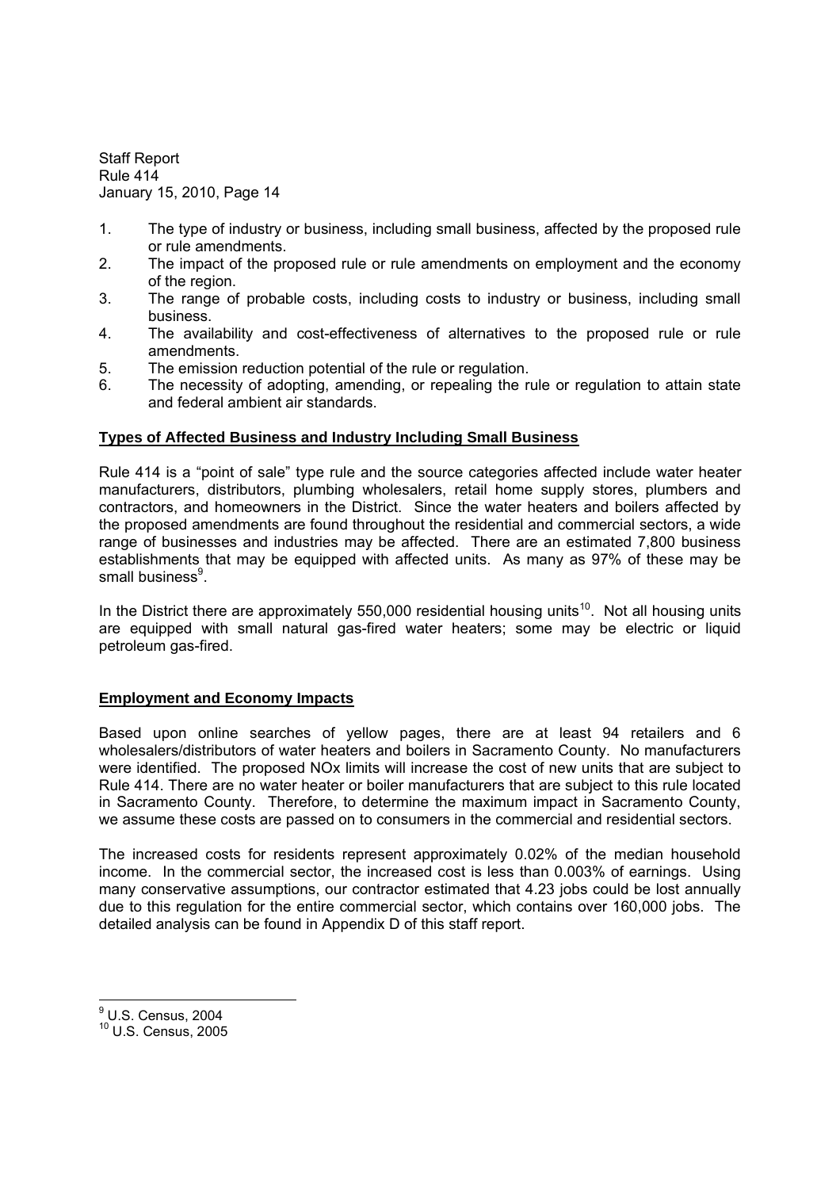1. The type of industry or business, including small business, affected by the proposed rule or rule amendments.
2. The impact of the proposed rule or rule amendments on employment and the economy of the region.
3. The range of probable costs, including costs to industry or business, including small business.
4. The availability and cost-effectiveness of alternatives to the proposed rule or rule amendments.
5. The emission reduction potential of the rule or regulation.
6. The necessity of adopting, amending, or repealing the rule or regulation to attain state and federal ambient air standards.

**Types of Affected Business and Industry Including Small Business**

Rule 414 is a "point of sale" type rule and the source categories affected include water heater manufacturers, distributors, plumbing wholesalers, retail home supply stores, plumbers and contractors, and homeowners in the District. Since the water heaters and boilers affected by the proposed amendments are found throughout the residential and commercial sectors, a wide range of businesses and industries may be affected. There are an estimated 7,800 business establishments that may be equipped with affected units. As many as 97% of these may be small business[9].

In the District there are approximately 550,000 residential housing units[10]. Not all housing units are equipped with small natural gas-fired water heaters; some may be electric or liquid petroleum gas-fired.

**Employment and Economy Impacts**

Based upon online searches of yellow pages, there are at least 94 retailers and 6 wholesalers/distributors of water heaters and boilers in Sacramento County. No manufacturers were identified. The proposed NOx limits will increase the cost of new units that are subject to Rule 414. There are no water heater or boiler manufacturers that are subject to this rule located in Sacramento County. Therefore, to determine the maximum impact in Sacramento County, we assume these costs are passed on to consumers in the commercial and residential sectors.

The increased costs for residents represent approximately 0.02% of the median household income. In the commercial sector, the increased cost is less than 0.003% of earnings. Using many conservative assumptions, our contractor estimated that 4.23 jobs could be lost annually due to this regulation for the entire commercial sector, which contains over 160,000 jobs. The detailed analysis can be found in Appendix D of this staff report.

---

[9] U.S. Census, 2004

[10] U.S. Census, 2005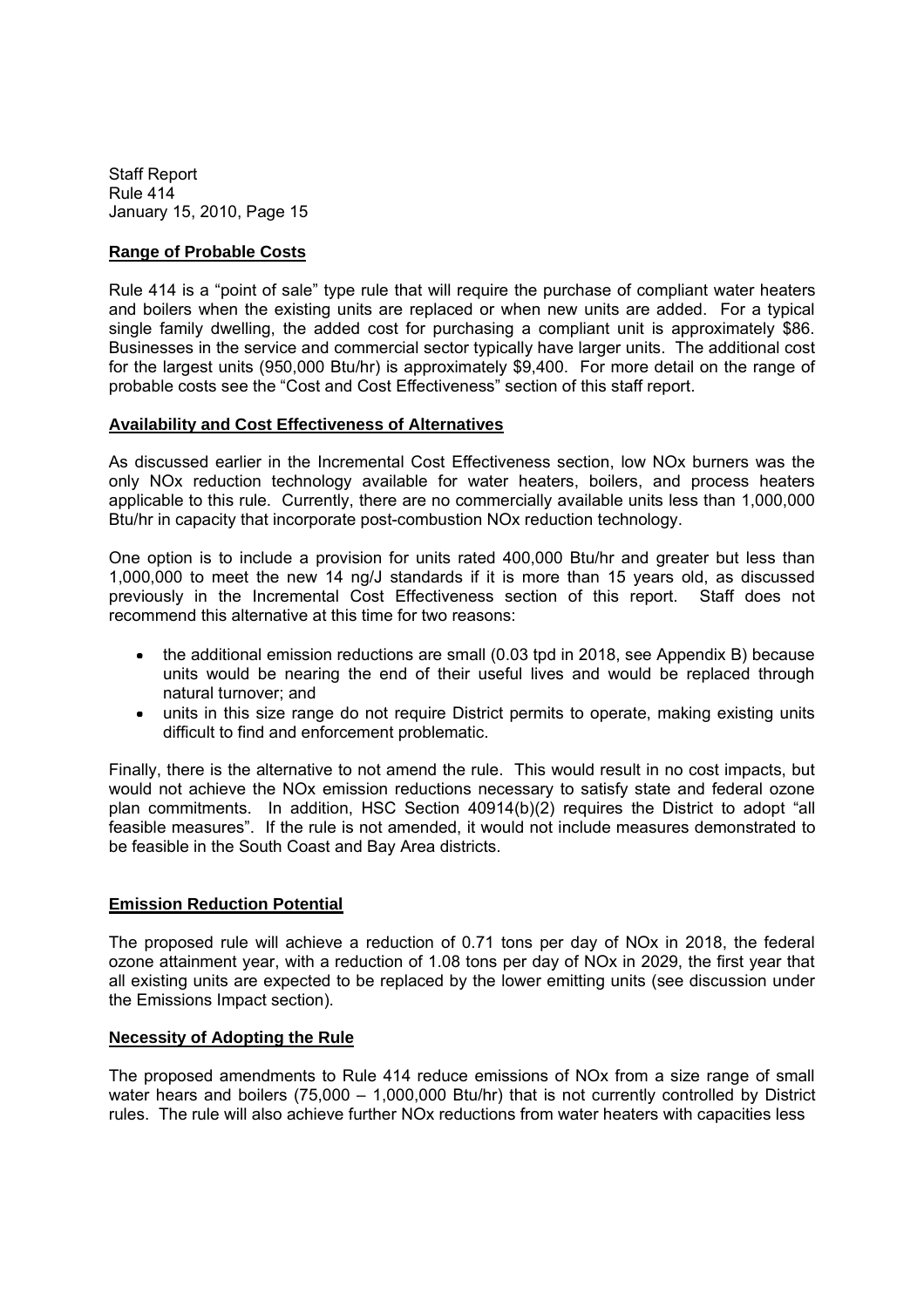## Range of Probable Costs

Rule 414 is a "point of sale" type rule that will require the purchase of compliant water heaters and boilers when the existing units are replaced or when new units are added. For a typical single family dwelling, the added cost for purchasing a compliant unit is approximately $86. Businesses in the service and commercial sector typically have larger units. The additional cost for the largest units (950,000 Btu/hr) is approximately $9,400. For more detail on the range of probable costs see the "Cost and Cost Effectiveness" section of this staff report.

## Availability and Cost Effectiveness of Alternatives

As discussed earlier in the Incremental Cost Effectiveness section, low NOx burners was the only NOx reduction technology available for water heaters, boilers, and process heaters applicable to this rule. Currently, there are no commercially available units less than 1,000,000 Btu/hr in capacity that incorporate post-combustion NOx reduction technology.

One option is to include a provision for units rated 400,000 Btu/hr and greater but less than 1,000,000 to meet the new 14 ng/J standards if it is more than 15 years old, as discussed previously in the Incremental Cost Effectiveness section of this report. Staff does not recommend this alternative at this time for two reasons:

- the additional emission reductions are small (0.03 tpd in 2018, see Appendix B) because units would be nearing the end of their useful lives and would be replaced through natural turnover; and
- units in this size range do not require District permits to operate, making existing units difficult to find and enforcement problematic.

Finally, there is the alternative to not amend the rule. This would result in no cost impacts, but would not achieve the NOx emission reductions necessary to satisfy state and federal ozone plan commitments. In addition, HSC Section 40914(b)(2) requires the District to adopt "all feasible measures". If the rule is not amended, it would not include measures demonstrated to be feasible in the South Coast and Bay Area districts.

## Emission Reduction Potential

The proposed rule will achieve a reduction of 0.71 tons per day of NOx in 2018, the federal ozone attainment year, with a reduction of 1.08 tons per day of NOx in 2029, the first year that all existing units are expected to be replaced by the lower emitting units (see discussion under the Emissions Impact section).

## Necessity of Adopting the Rule

The proposed amendments to Rule 414 reduce emissions of NOx from a size range of small water hears and boilers (75,000 – 1,000,000 Btu/hr) that is not currently controlled by District rules. The rule will also achieve further NOx reductions from water heaters with capacities less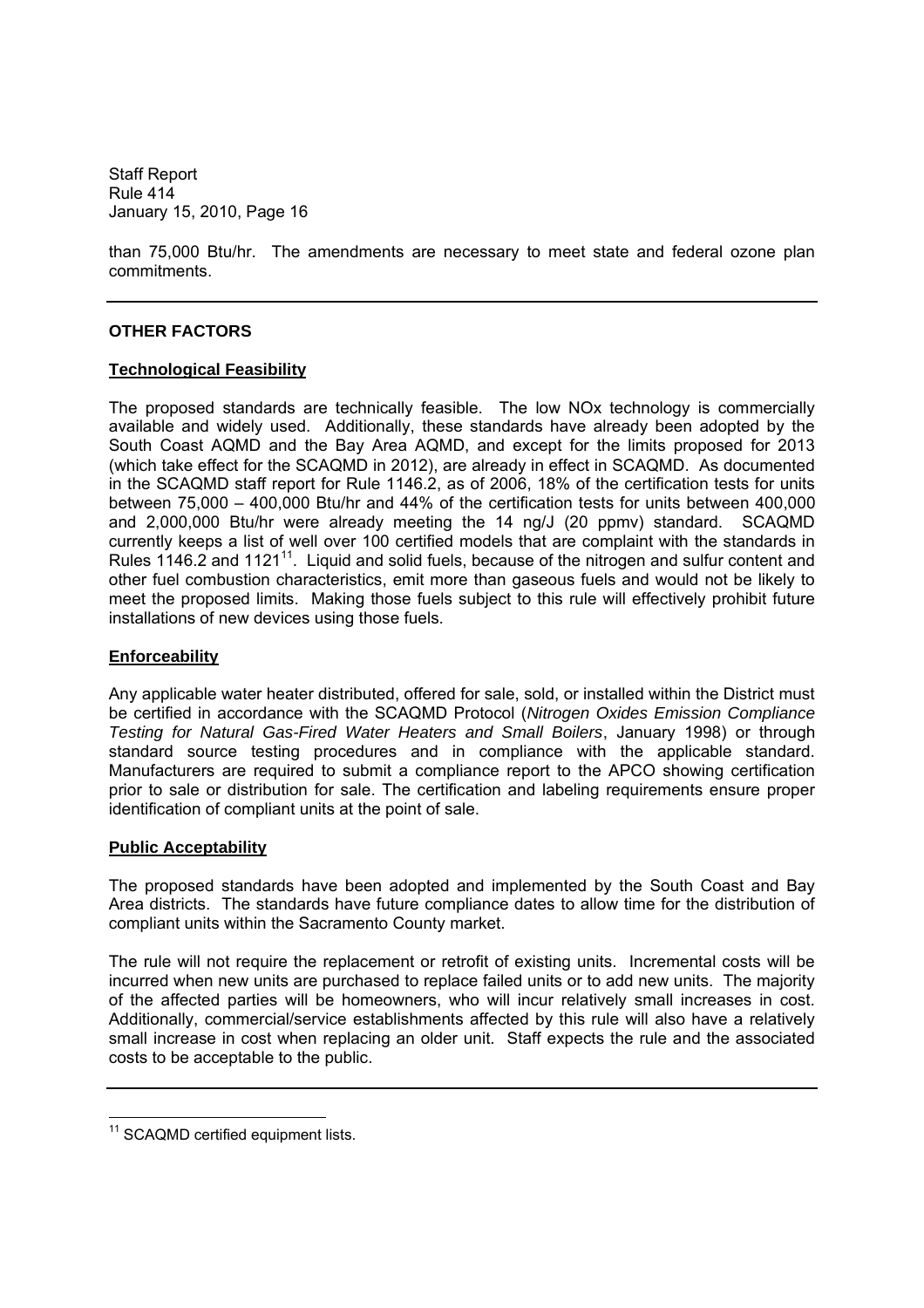than 75,000 Btu/hr. The amendments are necessary to meet state and federal ozone plan commitments.

---

## OTHER FACTORS

### Technological Feasibility

The proposed standards are technically feasible. The low NOx technology is commercially available and widely used. Additionally, these standards have already been adopted by the South Coast AQMD and the Bay Area AQMD, and except for the limits proposed for 2013 (which take effect for the SCAQMD in 2012), are already in effect in SCAQMD. As documented in the SCAQMD staff report for Rule 1146.2, as of 2006, 18% of the certification tests for units between 75,000 – 400,000 Btu/hr and 44% of the certification tests for units between 400,000 and 2,000,000 Btu/hr were already meeting the 14 ng/J (20 ppmv) standard. SCAQMD currently keeps a list of well over 100 certified models that are complaint with the standards in Rules 1146.2 and 1121[11]. Liquid and solid fuels, because of the nitrogen and sulfur content and other fuel combustion characteristics, emit more than gaseous fuels and would not be likely to meet the proposed limits. Making those fuels subject to this rule will effectively prohibit future installations of new devices using those fuels.

### Enforceability

Any applicable water heater distributed, offered for sale, sold, or installed within the District must be certified in accordance with the SCAQMD Protocol (*Nitrogen Oxides Emission Compliance Testing for Natural Gas-Fired Water Heaters and Small Boilers*, January 1998) or through standard source testing procedures and in compliance with the applicable standard. Manufacturers are required to submit a compliance report to the APCO showing certification prior to sale or distribution for sale. The certification and labeling requirements ensure proper identification of compliant units at the point of sale.

### Public Acceptability

The proposed standards have been adopted and implemented by the South Coast and Bay Area districts. The standards have future compliance dates to allow time for the distribution of compliant units within the Sacramento County market.

The rule will not require the replacement or retrofit of existing units. Incremental costs will be incurred when new units are purchased to replace failed units or to add new units. The majority of the affected parties will be homeowners, who will incur relatively small increases in cost. Additionally, commercial/service establishments affected by this rule will also have a relatively small increase in cost when replacing an older unit. Staff expects the rule and the associated costs to be acceptable to the public.

---

[11] SCAQMD certified equipment lists.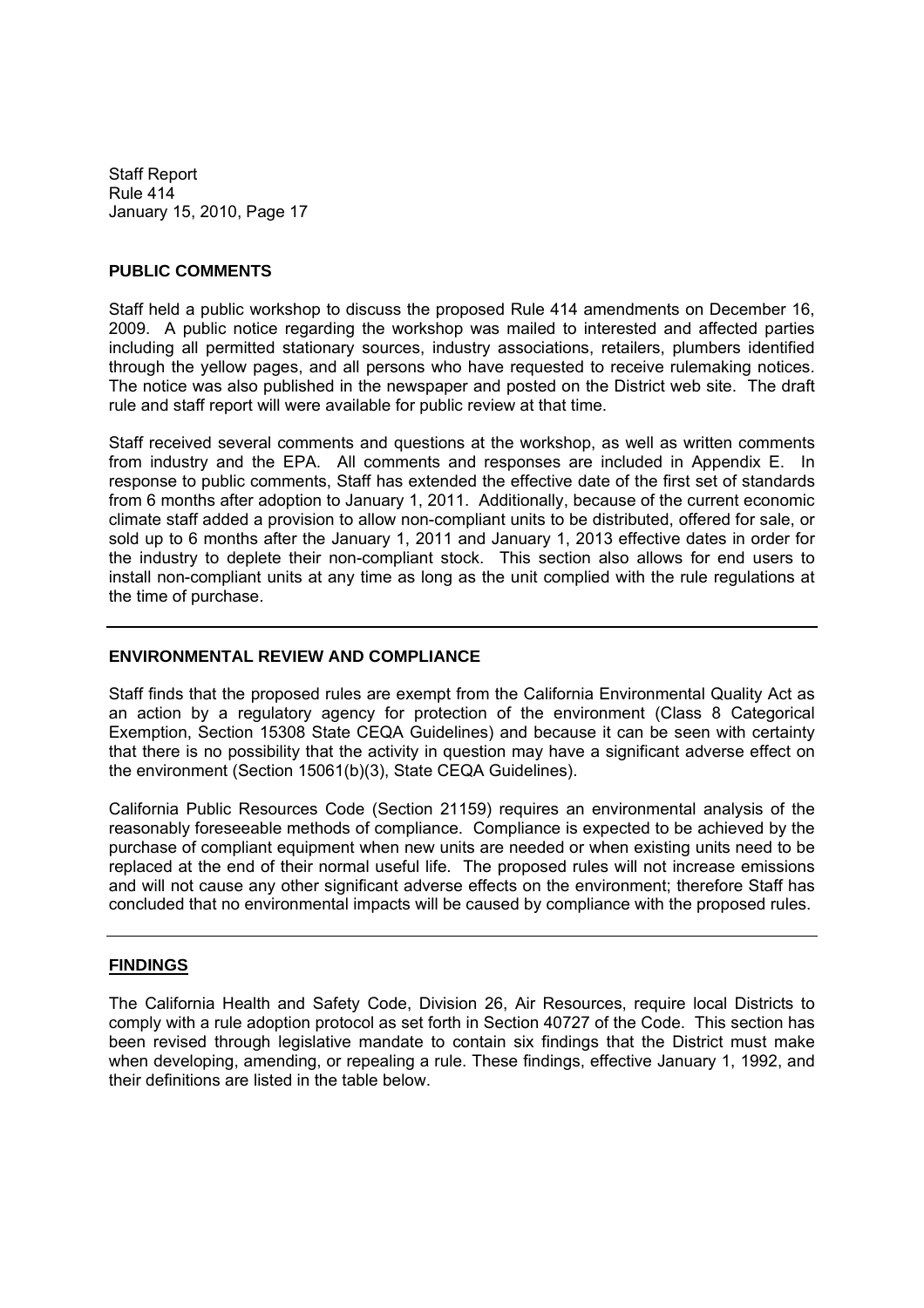## PUBLIC COMMENTS

Staff held a public workshop to discuss the proposed Rule 414 amendments on December 16, 2009. A public notice regarding the workshop was mailed to interested and affected parties including all permitted stationary sources, industry associations, retailers, plumbers identified through the yellow pages, and all persons who have requested to receive rulemaking notices. The notice was also published in the newspaper and posted on the District web site. The draft rule and staff report will were available for public review at that time.

Staff received several comments and questions at the workshop, as well as written comments from industry and the EPA. All comments and responses are included in Appendix E. In response to public comments, Staff has extended the effective date of the first set of standards from 6 months after adoption to January 1, 2011. Additionally, because of the current economic climate staff added a provision to allow non-compliant units to be distributed, offered for sale, or sold up to 6 months after the January 1, 2011 and January 1, 2013 effective dates in order for the industry to deplete their non-compliant stock. This section also allows for end users to install non-compliant units at any time as long as the unit complied with the rule regulations at the time of purchase.

## ENVIRONMENTAL REVIEW AND COMPLIANCE

Staff finds that the proposed rules are exempt from the California Environmental Quality Act as an action by a regulatory agency for protection of the environment (Class 8 Categorical Exemption, Section 15308 State CEQA Guidelines) and because it can be seen with certainty that there is no possibility that the activity in question may have a significant adverse effect on the environment (Section 15061(b)(3), State CEQA Guidelines).

California Public Resources Code (Section 21159) requires an environmental analysis of the reasonably foreseeable methods of compliance. Compliance is expected to be achieved by the purchase of compliant equipment when new units are needed or when existing units need to be replaced at the end of their normal useful life. The proposed rules will not increase emissions and will not cause any other significant adverse effects on the environment; therefore Staff has concluded that no environmental impacts will be caused by compliance with the proposed rules.

## FINDINGS

The California Health and Safety Code, Division 26, Air Resources, require local Districts to comply with a rule adoption protocol as set forth in Section 40727 of the Code. This section has been revised through legislative mandate to contain six findings that the District must make when developing, amending, or repealing a rule. These findings, effective January 1, 1992, and their definitions are listed in the table below.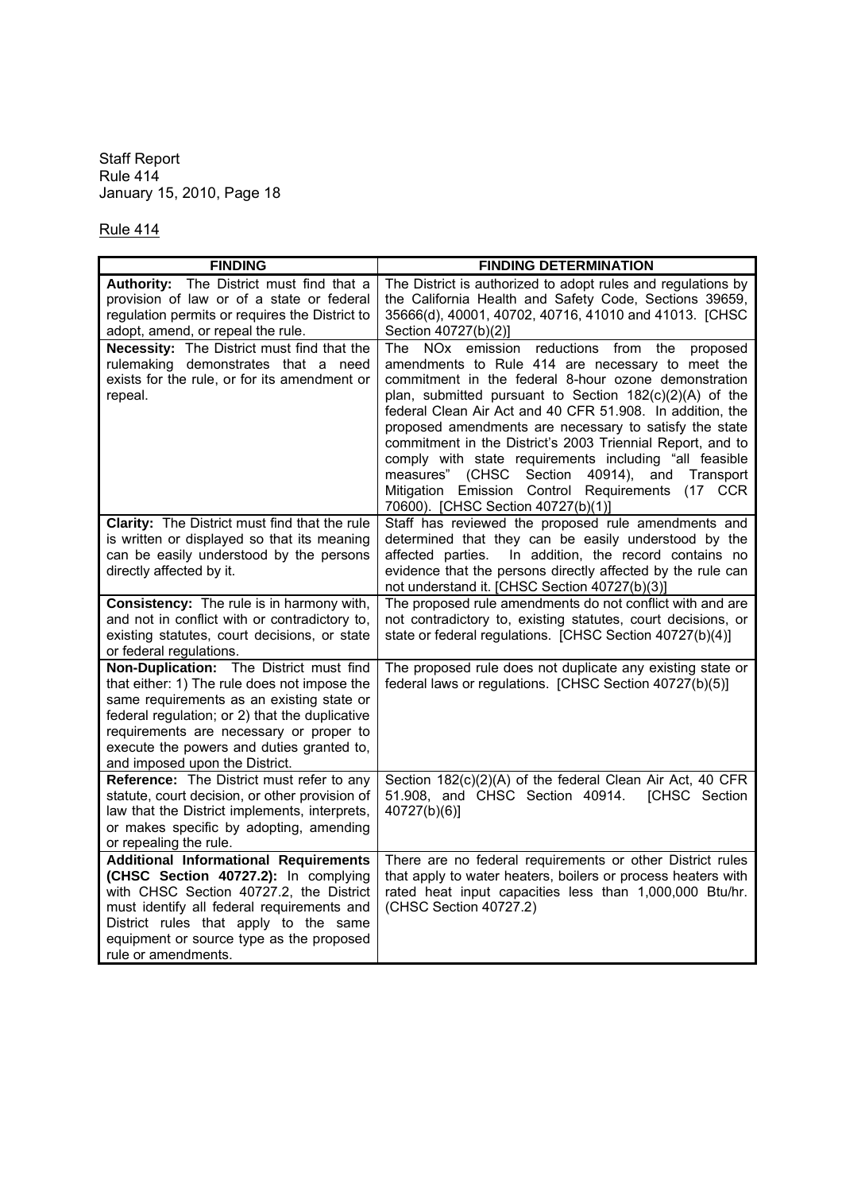Rule 414

| FINDING | FINDING DETERMINATION |
|---|---|
| **Authority:** The District must find that a provision of law or of a state or federal regulation permits or requires the District to adopt, amend, or repeal the rule. | The District is authorized to adopt rules and regulations by the California Health and Safety Code, Sections 39659, 35666(d), 40001, 40702, 40716, 41010 and 41013. [CHSC Section 40727(b)(2)] |
| **Necessity:** The District must find that the rulemaking demonstrates that a need exists for the rule, or for its amendment or repeal. | The NOx emission reductions from the proposed amendments to Rule 414 are necessary to meet the commitment in the federal 8-hour ozone demonstration plan, submitted pursuant to Section 182(c)(2)(A) of the federal Clean Air Act and 40 CFR 51.908. In addition, the proposed amendments are necessary to satisfy the state commitment in the District's 2003 Triennial Report, and to comply with state requirements including "all feasible measures" (CHSC Section 40914), and Transport Mitigation Emission Control Requirements (17 CCR 70600). [CHSC Section 40727(b)(1)] |
| **Clarity:** The District must find that the rule is written or displayed so that its meaning can be easily understood by the persons directly affected by it. | Staff has reviewed the proposed rule amendments and determined that they can be easily understood by the affected parties. In addition, the record contains no evidence that the persons directly affected by the rule can not understand it. [CHSC Section 40727(b)(3)] |
| **Consistency:** The rule is in harmony with, and not in conflict with or contradictory to, existing statutes, court decisions, or state or federal regulations. | The proposed rule amendments do not conflict with and are not contradictory to, existing statutes, court decisions, or state or federal regulations. [CHSC Section 40727(b)(4)] |
| **Non-Duplication:** The District must find that either: 1) The rule does not impose the same requirements as an existing state or federal regulation; or 2) that the duplicative requirements are necessary or proper to execute the powers and duties granted to, and imposed upon the District. | The proposed rule does not duplicate any existing state or federal laws or regulations. [CHSC Section 40727(b)(5)] |
| **Reference:** The District must refer to any statute, court decision, or other provision of law that the District implements, interprets, or makes specific by adopting, amending or repealing the rule. | Section 182(c)(2)(A) of the federal Clean Air Act, 40 CFR 51.908, and CHSC Section 40914. [CHSC Section 40727(b)(6)] |
| **Additional Informational Requirements (CHSC Section 40727.2):** In complying with CHSC Section 40727.2, the District must identify all federal requirements and District rules that apply to the same equipment or source type as the proposed rule or amendments. | There are no federal requirements or other District rules that apply to water heaters, boilers or process heaters with rated heat input capacities less than 1,000,000 Btu/hr. (CHSC Section 40727.2) |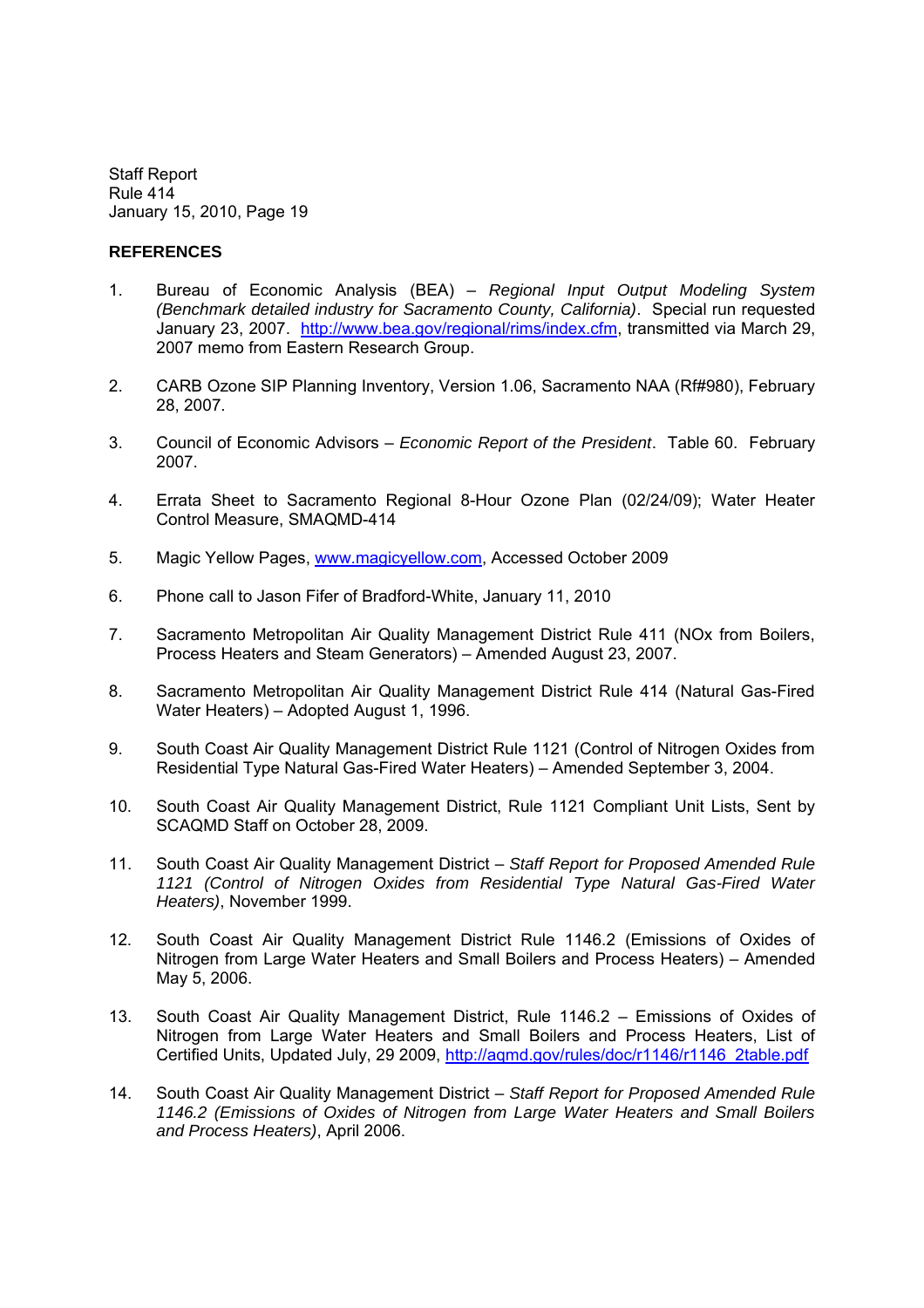## REFERENCES

1. Bureau of Economic Analysis (BEA) – *Regional Input Output Modeling System (Benchmark detailed industry for Sacramento County, California)*. Special run requested January 23, 2007. http://www.bea.gov/regional/rims/index.cfm, transmitted via March 29, 2007 memo from Eastern Research Group.

2. CARB Ozone SIP Planning Inventory, Version 1.06, Sacramento NAA (Rf#980), February 28, 2007.

3. Council of Economic Advisors – *Economic Report of the President*. Table 60. February 2007.

4. Errata Sheet to Sacramento Regional 8-Hour Ozone Plan (02/24/09); Water Heater Control Measure, SMAQMD-414

5. Magic Yellow Pages, www.magicyellow.com, Accessed October 2009

6. Phone call to Jason Fifer of Bradford-White, January 11, 2010

7. Sacramento Metropolitan Air Quality Management District Rule 411 (NOx from Boilers, Process Heaters and Steam Generators) – Amended August 23, 2007.

8. Sacramento Metropolitan Air Quality Management District Rule 414 (Natural Gas-Fired Water Heaters) – Adopted August 1, 1996.

9. South Coast Air Quality Management District Rule 1121 (Control of Nitrogen Oxides from Residential Type Natural Gas-Fired Water Heaters) – Amended September 3, 2004.

10. South Coast Air Quality Management District, Rule 1121 Compliant Unit Lists, Sent by SCAQMD Staff on October 28, 2009.

11. South Coast Air Quality Management District – *Staff Report for Proposed Amended Rule 1121 (Control of Nitrogen Oxides from Residential Type Natural Gas-Fired Water Heaters)*, November 1999.

12. South Coast Air Quality Management District Rule 1146.2 (Emissions of Oxides of Nitrogen from Large Water Heaters and Small Boilers and Process Heaters) – Amended May 5, 2006.

13. South Coast Air Quality Management District, Rule 1146.2 – Emissions of Oxides of Nitrogen from Large Water Heaters and Small Boilers and Process Heaters, List of Certified Units, Updated July, 29 2009, http://aqmd.gov/rules/doc/r1146/r1146_2table.pdf

14. South Coast Air Quality Management District – *Staff Report for Proposed Amended Rule 1146.2 (Emissions of Oxides of Nitrogen from Large Water Heaters and Small Boilers and Process Heaters)*, April 2006.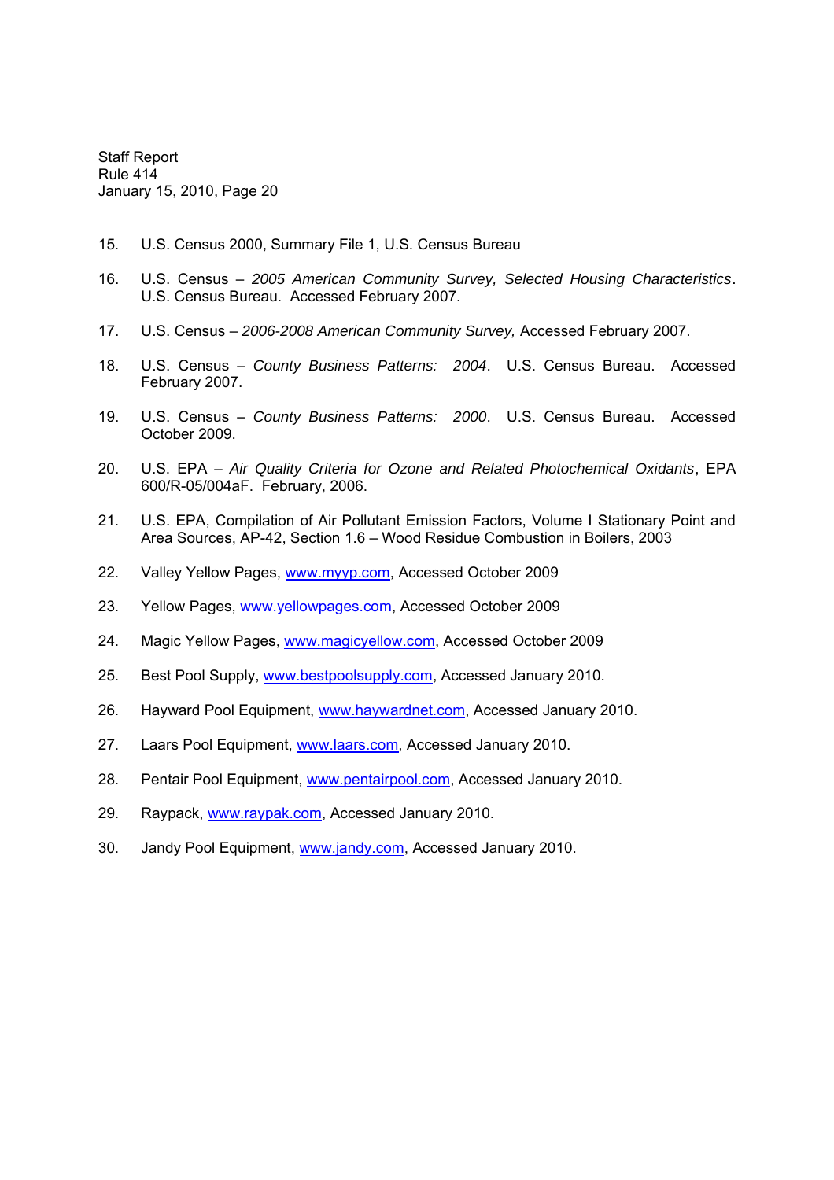15. U.S. Census 2000, Summary File 1, U.S. Census Bureau

16. U.S. Census – *2005 American Community Survey, Selected Housing Characteristics*. U.S. Census Bureau. Accessed February 2007.

17. U.S. Census – *2006-2008 American Community Survey,* Accessed February 2007.

18. U.S. Census – *County Business Patterns: 2004*. U.S. Census Bureau. Accessed February 2007.

19. U.S. Census – *County Business Patterns: 2000*. U.S. Census Bureau. Accessed October 2009.

20. U.S. EPA – *Air Quality Criteria for Ozone and Related Photochemical Oxidants*, EPA 600/R-05/004aF. February, 2006.

21. U.S. EPA, Compilation of Air Pollutant Emission Factors, Volume I Stationary Point and Area Sources, AP-42, Section 1.6 – Wood Residue Combustion in Boilers, 2003

22. Valley Yellow Pages, www.myyp.com, Accessed October 2009

23. Yellow Pages, www.yellowpages.com, Accessed October 2009

24. Magic Yellow Pages, www.magicyellow.com, Accessed October 2009

25. Best Pool Supply, www.bestpoolsupply.com, Accessed January 2010.

26. Hayward Pool Equipment, www.haywardnet.com, Accessed January 2010.

27. Laars Pool Equipment, www.laars.com, Accessed January 2010.

28. Pentair Pool Equipment, www.pentairpool.com, Accessed January 2010.

29. Raypack, www.raypak.com, Accessed January 2010.

30. Jandy Pool Equipment, www.jandy.com, Accessed January 2010.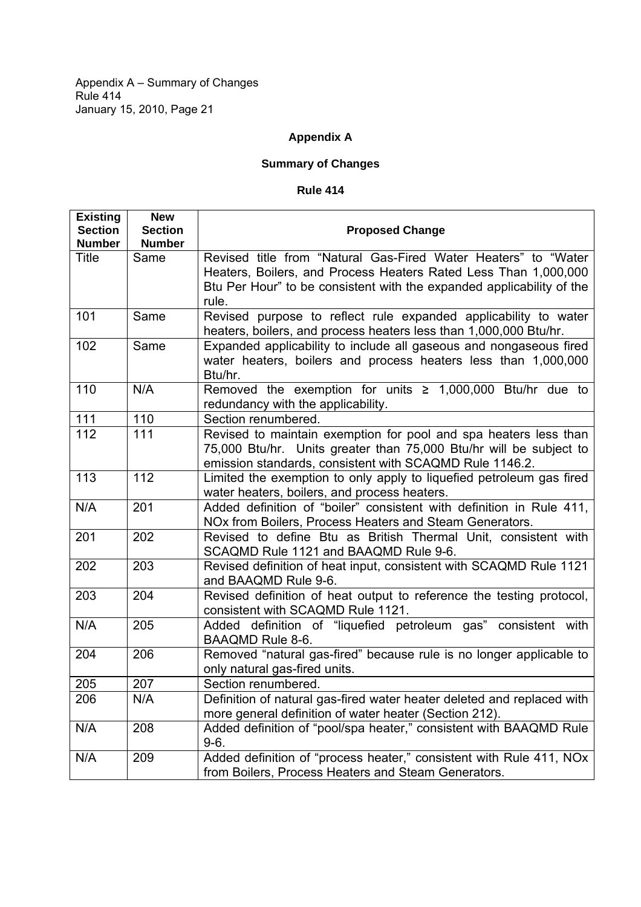# Appendix A

## Summary of Changes

### Rule 414

| Existing Section Number | New Section Number | Proposed Change |
|---|---|---|
| Title | Same | Revised title from "Natural Gas-Fired Water Heaters" to "Water Heaters, Boilers, and Process Heaters Rated Less Than 1,000,000 Btu Per Hour" to be consistent with the expanded applicability of the rule. |
| 101 | Same | Revised purpose to reflect rule expanded applicability to water heaters, boilers, and process heaters less than 1,000,000 Btu/hr. |
| 102 | Same | Expanded applicability to include all gaseous and nongaseous fired water heaters, boilers and process heaters less than 1,000,000 Btu/hr. |
| 110 | N/A | Removed the exemption for units ≥ 1,000,000 Btu/hr due to redundancy with the applicability. |
| 111 | 110 | Section renumbered. |
| 112 | 111 | Revised to maintain exemption for pool and spa heaters less than 75,000 Btu/hr. Units greater than 75,000 Btu/hr will be subject to emission standards, consistent with SCAQMD Rule 1146.2. |
| 113 | 112 | Limited the exemption to only apply to liquefied petroleum gas fired water heaters, boilers, and process heaters. |
| N/A | 201 | Added definition of "boiler" consistent with definition in Rule 411, NOx from Boilers, Process Heaters and Steam Generators. |
| 201 | 202 | Revised to define Btu as British Thermal Unit, consistent with SCAQMD Rule 1121 and BAAQMD Rule 9-6. |
| 202 | 203 | Revised definition of heat input, consistent with SCAQMD Rule 1121 and BAAQMD Rule 9-6. |
| 203 | 204 | Revised definition of heat output to reference the testing protocol, consistent with SCAQMD Rule 1121. |
| N/A | 205 | Added definition of "liquefied petroleum gas" consistent with BAAQMD Rule 8-6. |
| 204 | 206 | Removed "natural gas-fired" because rule is no longer applicable to only natural gas-fired units. |
| 205 | 207 | Section renumbered. |
| 206 | N/A | Definition of natural gas-fired water heater deleted and replaced with more general definition of water heater (Section 212). |
| N/A | 208 | Added definition of "pool/spa heater," consistent with BAAQMD Rule 9-6. |
| N/A | 209 | Added definition of "process heater," consistent with Rule 411, NOx from Boilers, Process Heaters and Steam Generators. |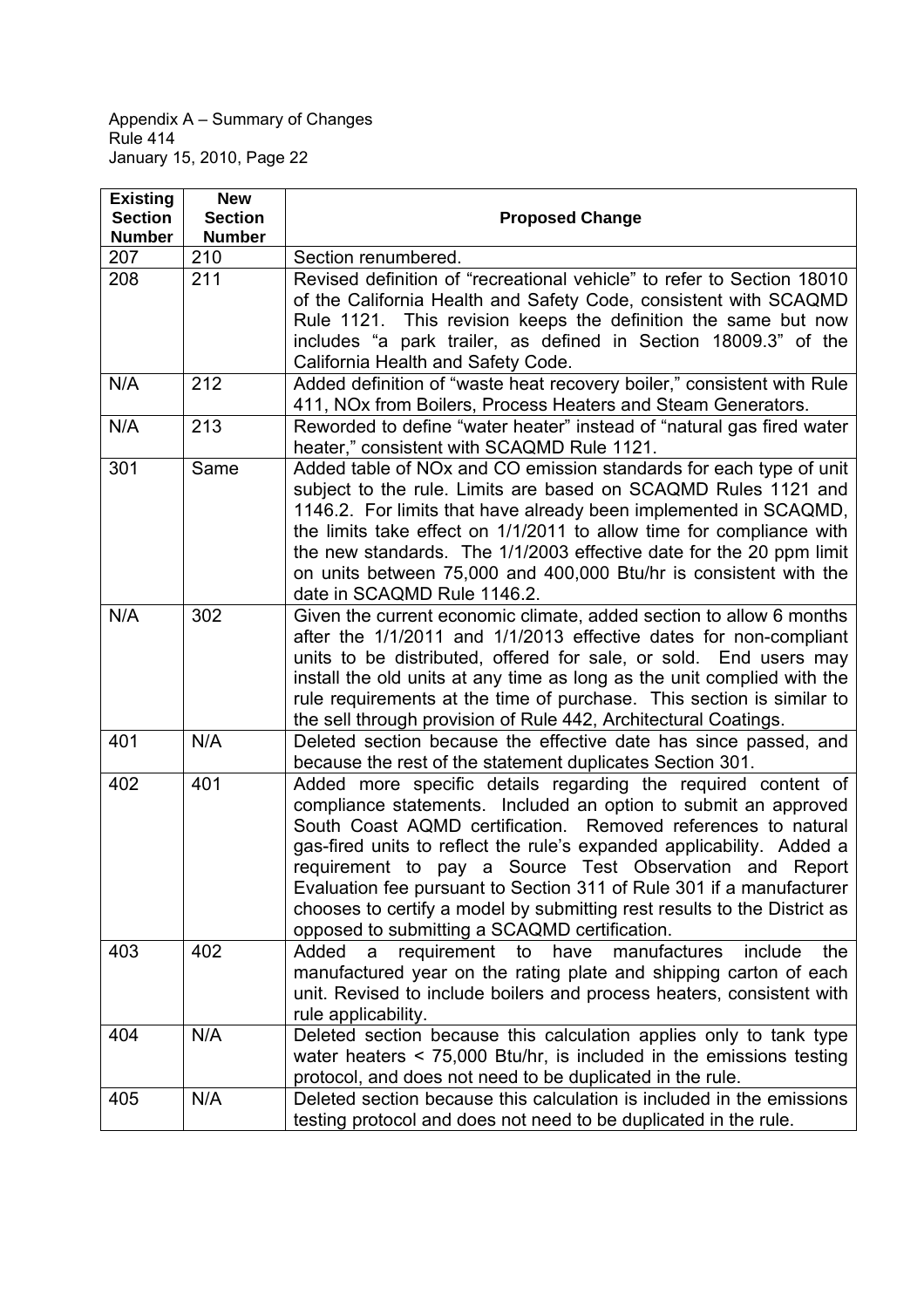| Existing Section Number | New Section Number | Proposed Change |
|---|---|---|
| 207 | 210 | Section renumbered. |
| 208 | 211 | Revised definition of "recreational vehicle" to refer to Section 18010 of the California Health and Safety Code, consistent with SCAQMD Rule 1121. This revision keeps the definition the same but now includes "a park trailer, as defined in Section 18009.3" of the California Health and Safety Code. |
| N/A | 212 | Added definition of "waste heat recovery boiler," consistent with Rule 411, NOx from Boilers, Process Heaters and Steam Generators. |
| N/A | 213 | Reworded to define "water heater" instead of "natural gas fired water heater," consistent with SCAQMD Rule 1121. |
| 301 | Same | Added table of NOx and CO emission standards for each type of unit subject to the rule. Limits are based on SCAQMD Rules 1121 and 1146.2. For limits that have already been implemented in SCAQMD, the limits take effect on 1/1/2011 to allow time for compliance with the new standards. The 1/1/2003 effective date for the 20 ppm limit on units between 75,000 and 400,000 Btu/hr is consistent with the date in SCAQMD Rule 1146.2. |
| N/A | 302 | Given the current economic climate, added section to allow 6 months after the 1/1/2011 and 1/1/2013 effective dates for non-compliant units to be distributed, offered for sale, or sold. End users may install the old units at any time as long as the unit complied with the rule requirements at the time of purchase. This section is similar to the sell through provision of Rule 442, Architectural Coatings. |
| 401 | N/A | Deleted section because the effective date has since passed, and because the rest of the statement duplicates Section 301. |
| 402 | 401 | Added more specific details regarding the required content of compliance statements. Included an option to submit an approved South Coast AQMD certification. Removed references to natural gas-fired units to reflect the rule's expanded applicability. Added a requirement to pay a Source Test Observation and Report Evaluation fee pursuant to Section 311 of Rule 301 if a manufacturer chooses to certify a model by submitting rest results to the District as opposed to submitting a SCAQMD certification. |
| 403 | 402 | Added a requirement to have manufactures include the manufactured year on the rating plate and shipping carton of each unit. Revised to include boilers and process heaters, consistent with rule applicability. |
| 404 | N/A | Deleted section because this calculation applies only to tank type water heaters < 75,000 Btu/hr, is included in the emissions testing protocol, and does not need to be duplicated in the rule. |
| 405 | N/A | Deleted section because this calculation is included in the emissions testing protocol and does not need to be duplicated in the rule. |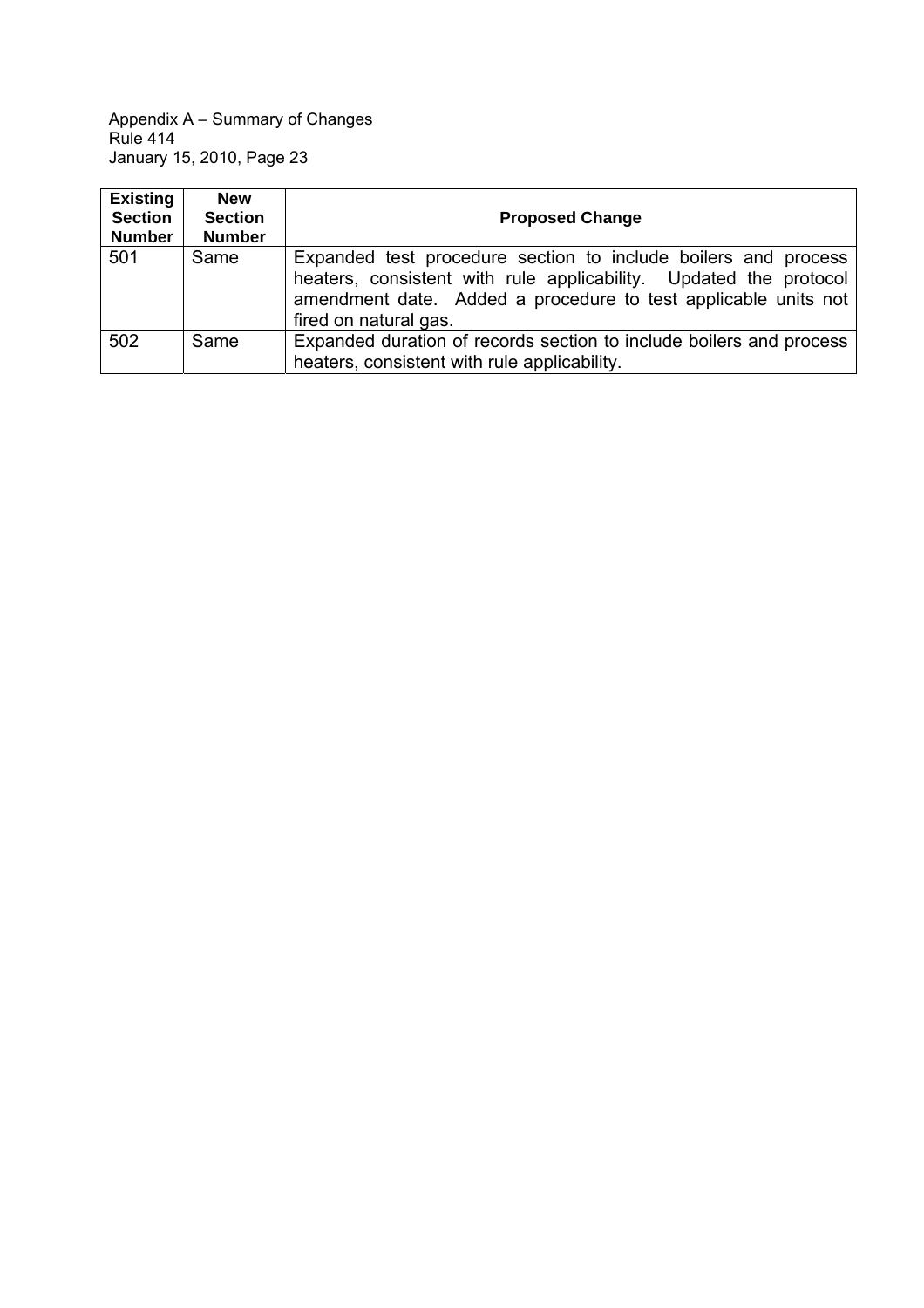| Existing Section Number | New Section Number | Proposed Change |
|---|---|---|
| 501 | Same | Expanded test procedure section to include boilers and process heaters, consistent with rule applicability. Updated the protocol amendment date. Added a procedure to test applicable units not fired on natural gas. |
| 502 | Same | Expanded duration of records section to include boilers and process heaters, consistent with rule applicability. |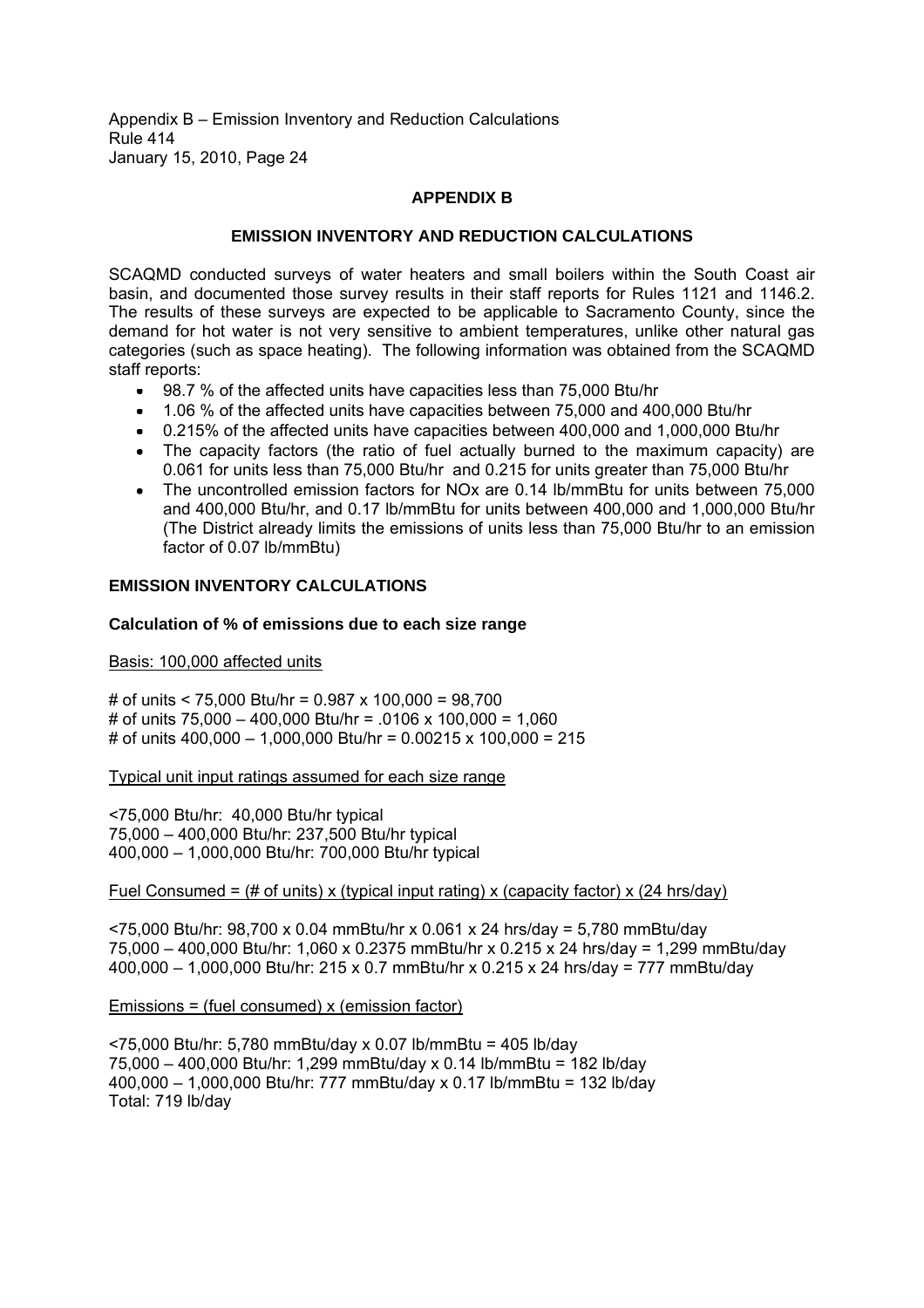## APPENDIX B

## EMISSION INVENTORY AND REDUCTION CALCULATIONS

SCAQMD conducted surveys of water heaters and small boilers within the South Coast air basin, and documented those survey results in their staff reports for Rules 1121 and 1146.2. The results of these surveys are expected to be applicable to Sacramento County, since the demand for hot water is not very sensitive to ambient temperatures, unlike other natural gas categories (such as space heating). The following information was obtained from the SCAQMD staff reports:

- 98.7 % of the affected units have capacities less than 75,000 Btu/hr
- 1.06 % of the affected units have capacities between 75,000 and 400,000 Btu/hr
- 0.215% of the affected units have capacities between 400,000 and 1,000,000 Btu/hr
- The capacity factors (the ratio of fuel actually burned to the maximum capacity) are 0.061 for units less than 75,000 Btu/hr and 0.215 for units greater than 75,000 Btu/hr
- The uncontrolled emission factors for NOx are 0.14 lb/mmBtu for units between 75,000 and 400,000 Btu/hr, and 0.17 lb/mmBtu for units between 400,000 and 1,000,000 Btu/hr (The District already limits the emissions of units less than 75,000 Btu/hr to an emission factor of 0.07 lb/mmBtu)

### EMISSION INVENTORY CALCULATIONS

#### Calculation of % of emissions due to each size range

Basis: 100,000 affected units

# of units < 75,000 Btu/hr = 0.987 x 100,000 = 98,700
# of units 75,000 – 400,000 Btu/hr = .0106 x 100,000 = 1,060
# of units 400,000 – 1,000,000 Btu/hr = 0.00215 x 100,000 = 215

Typical unit input ratings assumed for each size range

<75,000 Btu/hr: 40,000 Btu/hr typical
75,000 – 400,000 Btu/hr: 237,500 Btu/hr typical
400,000 – 1,000,000 Btu/hr: 700,000 Btu/hr typical

Fuel Consumed = (# of units) x (typical input rating) x (capacity factor) x (24 hrs/day)

<75,000 Btu/hr: 98,700 x 0.04 mmBtu/hr x 0.061 x 24 hrs/day = 5,780 mmBtu/day
75,000 – 400,000 Btu/hr: 1,060 x 0.2375 mmBtu/hr x 0.215 x 24 hrs/day = 1,299 mmBtu/day
400,000 – 1,000,000 Btu/hr: 215 x 0.7 mmBtu/hr x 0.215 x 24 hrs/day = 777 mmBtu/day

Emissions = (fuel consumed) x (emission factor)

<75,000 Btu/hr: 5,780 mmBtu/day x 0.07 lb/mmBtu = 405 lb/day
75,000 – 400,000 Btu/hr: 1,299 mmBtu/day x 0.14 lb/mmBtu = 182 lb/day
400,000 – 1,000,000 Btu/hr: 777 mmBtu/day x 0.17 lb/mmBtu = 132 lb/day
Total: 719 lb/day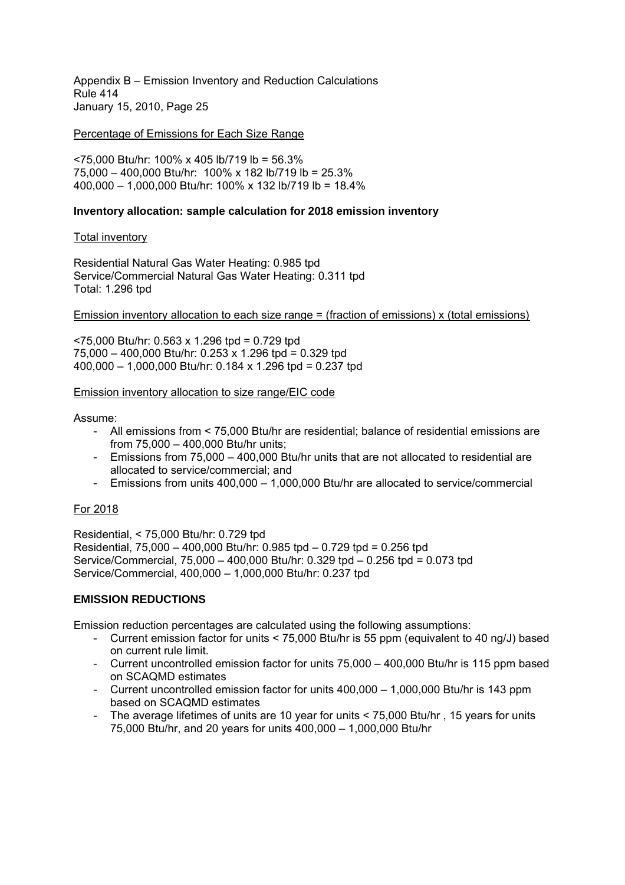Percentage of Emissions for Each Size Range

<75,000 Btu/hr: 100% x 405 lb/719 lb = 56.3%
75,000 – 400,000 Btu/hr: 100% x 182 lb/719 lb = 25.3%
400,000 – 1,000,000 Btu/hr: 100% x 132 lb/719 lb = 18.4%

**Inventory allocation: sample calculation for 2018 emission inventory**

Total inventory

Residential Natural Gas Water Heating: 0.985 tpd
Service/Commercial Natural Gas Water Heating: 0.311 tpd
Total: 1.296 tpd

Emission inventory allocation to each size range = (fraction of emissions) x (total emissions)

<75,000 Btu/hr: 0.563 x 1.296 tpd = 0.729 tpd
75,000 – 400,000 Btu/hr: 0.253 x 1.296 tpd = 0.329 tpd
400,000 – 1,000,000 Btu/hr: 0.184 x 1.296 tpd = 0.237 tpd

Emission inventory allocation to size range/EIC code

Assume:

- All emissions from < 75,000 Btu/hr are residential; balance of residential emissions are from 75,000 – 400,000 Btu/hr units;
- Emissions from 75,000 – 400,000 Btu/hr units that are not allocated to residential are allocated to service/commercial; and
- Emissions from units 400,000 – 1,000,000 Btu/hr are allocated to service/commercial

For 2018

Residential, < 75,000 Btu/hr: 0.729 tpd
Residential, 75,000 – 400,000 Btu/hr: 0.985 tpd – 0.729 tpd = 0.256 tpd
Service/Commercial, 75,000 – 400,000 Btu/hr: 0.329 tpd – 0.256 tpd = 0.073 tpd
Service/Commercial, 400,000 – 1,000,000 Btu/hr: 0.237 tpd

**EMISSION REDUCTIONS**

Emission reduction percentages are calculated using the following assumptions:

- Current emission factor for units < 75,000 Btu/hr is 55 ppm (equivalent to 40 ng/J) based on current rule limit.
- Current uncontrolled emission factor for units 75,000 – 400,000 Btu/hr is 115 ppm based on SCAQMD estimates
- Current uncontrolled emission factor for units 400,000 – 1,000,000 Btu/hr is 143 ppm based on SCAQMD estimates
- The average lifetimes of units are 10 year for units < 75,000 Btu/hr , 15 years for units 75,000 Btu/hr, and 20 years for units 400,000 – 1,000,000 Btu/hr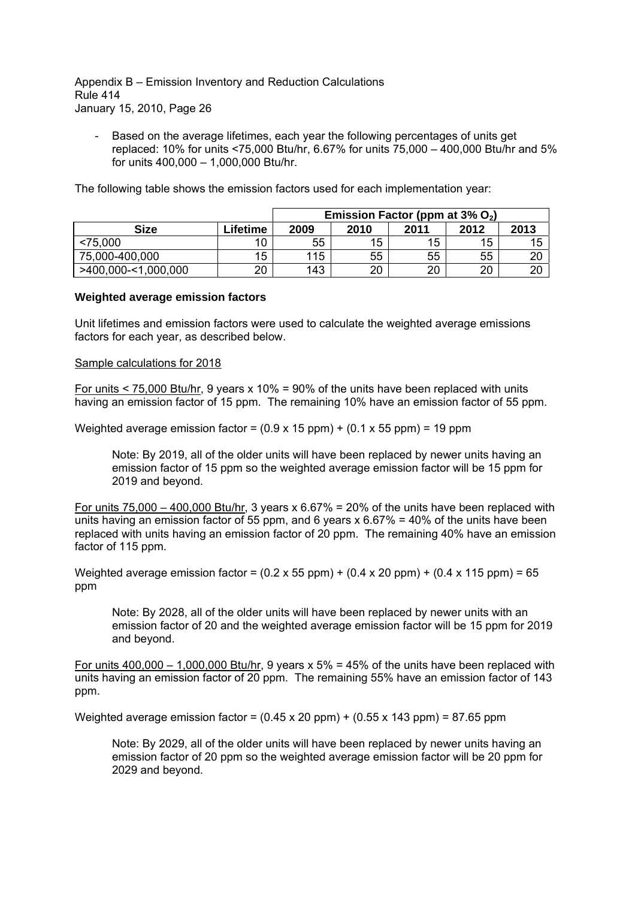- Based on the average lifetimes, each year the following percentages of units get replaced: 10% for units <75,000 Btu/hr, 6.67% for units 75,000 – 400,000 Btu/hr and 5% for units 400,000 – 1,000,000 Btu/hr.

The following table shows the emission factors used for each implementation year:

| | | Emission Factor (ppm at 3% $O_2$) | | | | |
|---|---|---|---|---|---|---|
| **Size** | **Lifetime** | **2009** | **2010** | **2011** | **2012** | **2013** |
| <75,000 | 10 | 55 | 15 | 15 | 15 | 15 |
| 75,000-400,000 | 15 | 115 | 55 | 55 | 55 | 20 |
| >400,000-<1,000,000 | 20 | 143 | 20 | 20 | 20 | 20 |

**Weighted average emission factors**

Unit lifetimes and emission factors were used to calculate the weighted average emissions factors for each year, as described below.

Sample calculations for 2018

For units < 75,000 Btu/hr, 9 years x 10% = 90% of the units have been replaced with units having an emission factor of 15 ppm. The remaining 10% have an emission factor of 55 ppm.

Weighted average emission factor = (0.9 x 15 ppm) + (0.1 x 55 ppm) = 19 ppm

> Note: By 2019, all of the older units will have been replaced by newer units having an emission factor of 15 ppm so the weighted average emission factor will be 15 ppm for 2019 and beyond.

For units 75,000 – 400,000 Btu/hr, 3 years x 6.67% = 20% of the units have been replaced with units having an emission factor of 55 ppm, and 6 years x 6.67% = 40% of the units have been replaced with units having an emission factor of 20 ppm. The remaining 40% have an emission factor of 115 ppm.

Weighted average emission factor = (0.2 x 55 ppm) + (0.4 x 20 ppm) + (0.4 x 115 ppm) = 65 ppm

> Note: By 2028, all of the older units will have been replaced by newer units with an emission factor of 20 and the weighted average emission factor will be 15 ppm for 2019 and beyond.

For units 400,000 – 1,000,000 Btu/hr, 9 years x 5% = 45% of the units have been replaced with units having an emission factor of 20 ppm. The remaining 55% have an emission factor of 143 ppm.

Weighted average emission factor = (0.45 x 20 ppm) + (0.55 x 143 ppm) = 87.65 ppm

> Note: By 2029, all of the older units will have been replaced by newer units having an emission factor of 20 ppm so the weighted average emission factor will be 20 ppm for 2029 and beyond.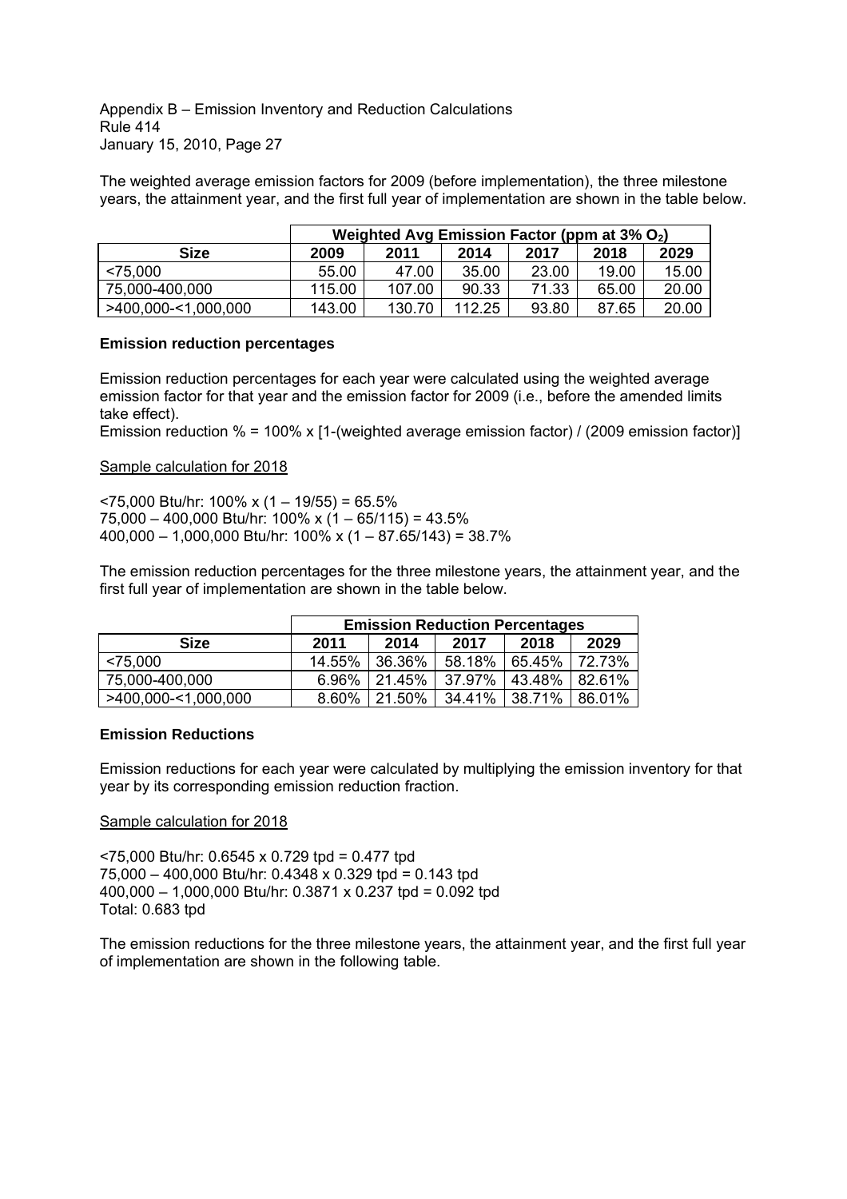The weighted average emission factors for 2009 (before implementation), the three milestone years, the attainment year, and the first full year of implementation are shown in the table below.

| Size | Weighted Avg Emission Factor (ppm at 3% $O_2$) | | | | | |
|---|---|---|---|---|---|---|
| | 2009 | 2011 | 2014 | 2017 | 2018 | 2029 |
| <75,000 | 55.00 | 47.00 | 35.00 | 23.00 | 19.00 | 15.00 |
| 75,000-400,000 | 115.00 | 107.00 | 90.33 | 71.33 | 65.00 | 20.00 |
| >400,000-<1,000,000 | 143.00 | 130.70 | 112.25 | 93.80 | 87.65 | 20.00 |

**Emission reduction percentages**

Emission reduction percentages for each year were calculated using the weighted average emission factor for that year and the emission factor for 2009 (i.e., before the amended limits take effect).

Emission reduction % = 100% x [1-(weighted average emission factor) / (2009 emission factor)]

<u>Sample calculation for 2018</u>

<75,000 Btu/hr: 100% x (1 – 19/55) = 65.5%
75,000 – 400,000 Btu/hr: 100% x (1 – 65/115) = 43.5%
400,000 – 1,000,000 Btu/hr: 100% x (1 – 87.65/143) = 38.7%

The emission reduction percentages for the three milestone years, the attainment year, and the first full year of implementation are shown in the table below.

| Size | Emission Reduction Percentages | | | | |
|---|---|---|---|---|---|
| | 2011 | 2014 | 2017 | 2018 | 2029 |
| <75,000 | 14.55% | 36.36% | 58.18% | 65.45% | 72.73% |
| 75,000-400,000 | 6.96% | 21.45% | 37.97% | 43.48% | 82.61% |
| >400,000-<1,000,000 | 8.60% | 21.50% | 34.41% | 38.71% | 86.01% |

**Emission Reductions**

Emission reductions for each year were calculated by multiplying the emission inventory for that year by its corresponding emission reduction fraction.

<u>Sample calculation for 2018</u>

<75,000 Btu/hr: 0.6545 x 0.729 tpd = 0.477 tpd
75,000 – 400,000 Btu/hr: 0.4348 x 0.329 tpd = 0.143 tpd
400,000 – 1,000,000 Btu/hr: 0.3871 x 0.237 tpd = 0.092 tpd
Total: 0.683 tpd

The emission reductions for the three milestone years, the attainment year, and the first full year of implementation are shown in the following table.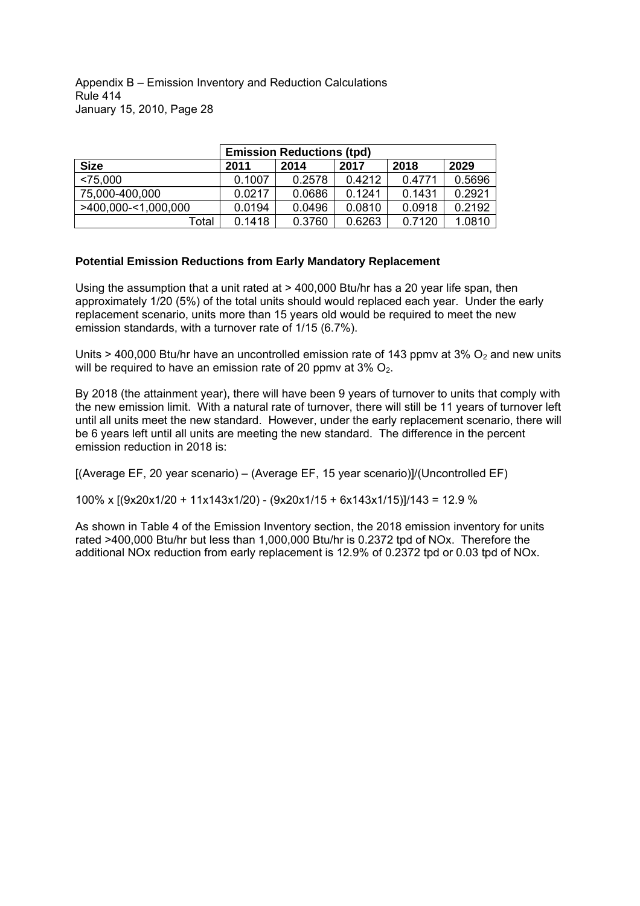|  | Emission Reductions (tpd) | | | | |
|---|---|---|---|---|---|
| **Size** | **2011** | **2014** | **2017** | **2018** | **2029** |
| <75,000 | 0.1007 | 0.2578 | 0.4212 | 0.4771 | 0.5696 |
| 75,000-400,000 | 0.0217 | 0.0686 | 0.1241 | 0.1431 | 0.2921 |
| >400,000-<1,000,000 | 0.0194 | 0.0496 | 0.0810 | 0.0918 | 0.2192 |
| Total | 0.1418 | 0.3760 | 0.6263 | 0.7120 | 1.0810 |

**Potential Emission Reductions from Early Mandatory Replacement**

Using the assumption that a unit rated at > 400,000 Btu/hr has a 20 year life span, then approximately 1/20 (5%) of the total units should would replaced each year. Under the early replacement scenario, units more than 15 years old would be required to meet the new emission standards, with a turnover rate of 1/15 (6.7%).

Units > 400,000 Btu/hr have an uncontrolled emission rate of 143 ppmv at 3% $O_2$ and new units will be required to have an emission rate of 20 ppmv at 3% $O_2$.

By 2018 (the attainment year), there will have been 9 years of turnover to units that comply with the new emission limit. With a natural rate of turnover, there will still be 11 years of turnover left until all units meet the new standard. However, under the early replacement scenario, there will be 6 years left until all units are meeting the new standard. The difference in the percent emission reduction in 2018 is:

[(Average EF, 20 year scenario) – (Average EF, 15 year scenario)]/(Uncontrolled EF)

100% x [(9x20x1/20 + 11x143x1/20) - (9x20x1/15 + 6x143x1/15)]/143 = 12.9 %

As shown in Table 4 of the Emission Inventory section, the 2018 emission inventory for units rated >400,000 Btu/hr but less than 1,000,000 Btu/hr is 0.2372 tpd of NOx. Therefore the additional NOx reduction from early replacement is 12.9% of 0.2372 tpd or 0.03 tpd of NOx.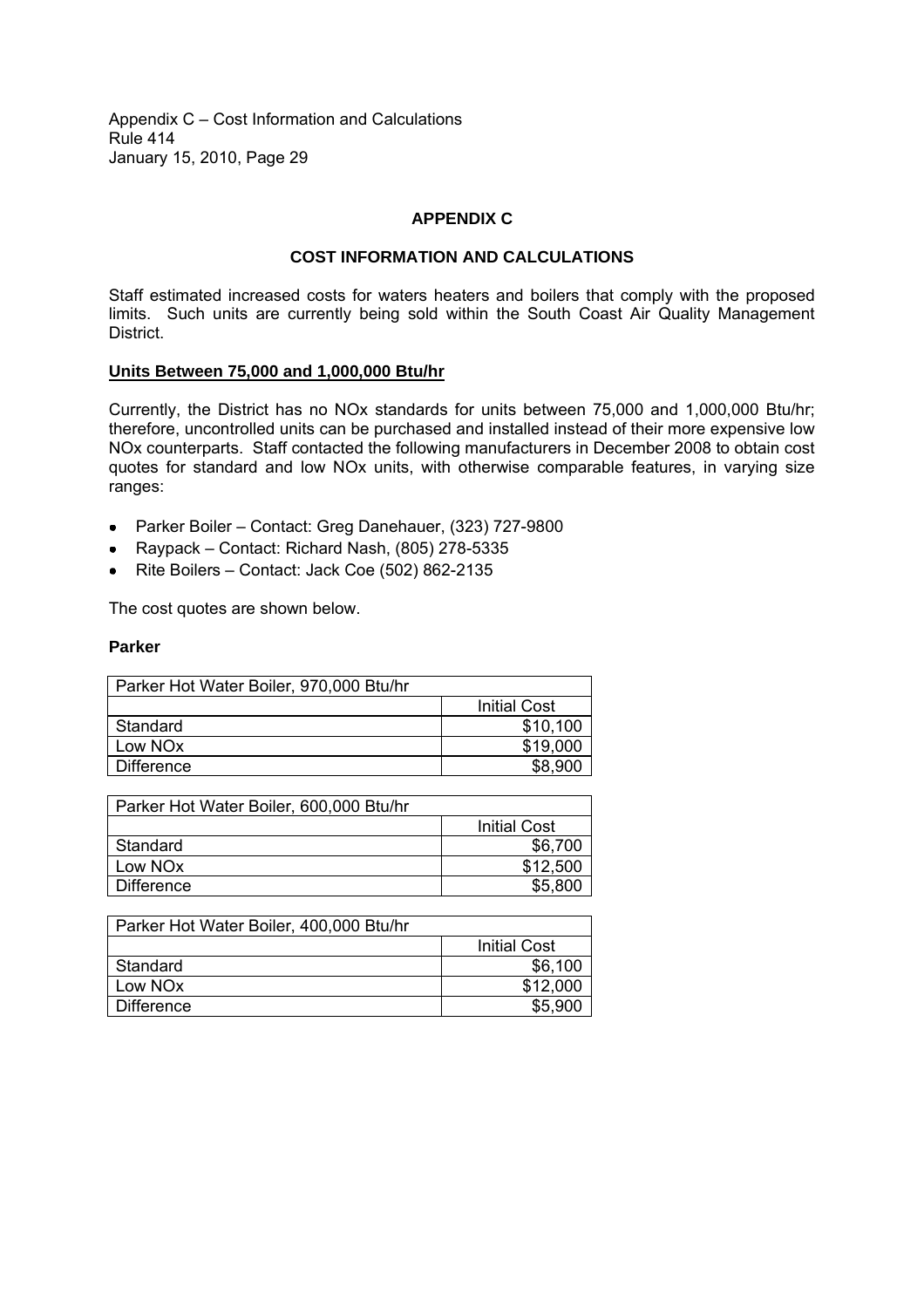## APPENDIX C

## COST INFORMATION AND CALCULATIONS

Staff estimated increased costs for waters heaters and boilers that comply with the proposed limits. Such units are currently being sold within the South Coast Air Quality Management District.

### Units Between 75,000 and 1,000,000 Btu/hr

Currently, the District has no NOx standards for units between 75,000 and 1,000,000 Btu/hr; therefore, uncontrolled units can be purchased and installed instead of their more expensive low NOx counterparts. Staff contacted the following manufacturers in December 2008 to obtain cost quotes for standard and low NOx units, with otherwise comparable features, in varying size ranges:

- Parker Boiler – Contact: Greg Danehauer, (323) 727-9800
- Raypack – Contact: Richard Nash, (805) 278-5335
- Rite Boilers – Contact: Jack Coe (502) 862-2135

The cost quotes are shown below.

**Parker**

| Parker Hot Water Boiler, 970,000 Btu/hr | |
|---|---|
| | Initial Cost |
| Standard | $10,100 |
| Low NOx | $19,000 |
| Difference | $8,900 |

| Parker Hot Water Boiler, 600,000 Btu/hr | |
|---|---|
| | Initial Cost |
| Standard | $6,700 |
| Low NOx | $12,500 |
| Difference | $5,800 |

| Parker Hot Water Boiler, 400,000 Btu/hr | |
|---|---|
| | Initial Cost |
| Standard | $6,100 |
| Low NOx | $12,000 |
| Difference | $5,900 |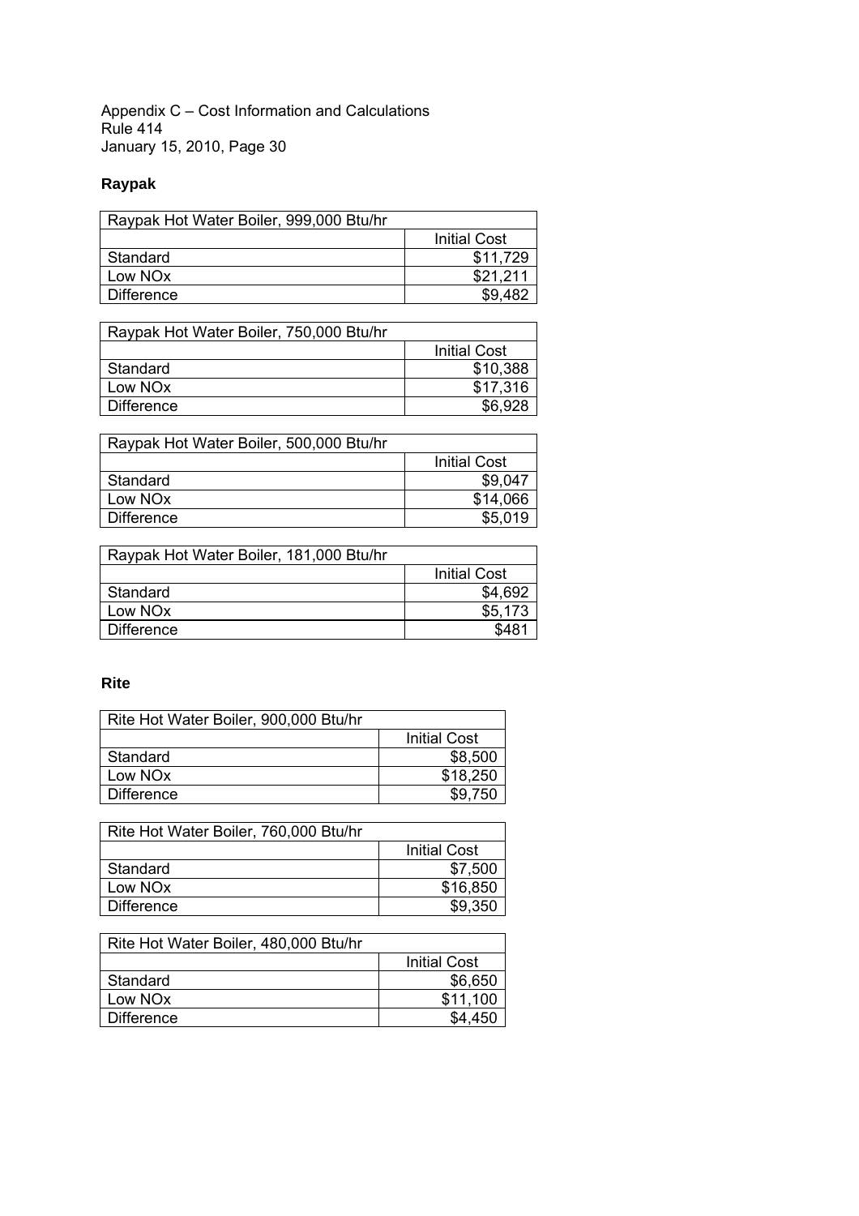Appendix C – Cost Information and Calculations
Rule 414
January 15, 2010, Page 30

**Raypak**

| Raypak Hot Water Boiler, 999,000 Btu/hr | |
|---|---|
| | Initial Cost |
| Standard | $11,729 |
| Low NOx | $21,211 |
| Difference | $9,482 |

| Raypak Hot Water Boiler, 750,000 Btu/hr | |
|---|---|
| | Initial Cost |
| Standard | $10,388 |
| Low NOx | $17,316 |
| Difference | $6,928 |

| Raypak Hot Water Boiler, 500,000 Btu/hr | |
|---|---|
| | Initial Cost |
| Standard | $9,047 |
| Low NOx | $14,066 |
| Difference | $5,019 |

| Raypak Hot Water Boiler, 181,000 Btu/hr | |
|---|---|
| | Initial Cost |
| Standard | $4,692 |
| Low NOx | $5,173 |
| Difference | $481 |

**Rite**

| Rite Hot Water Boiler, 900,000 Btu/hr | |
|---|---|
| | Initial Cost |
| Standard | $8,500 |
| Low NOx | $18,250 |
| Difference | $9,750 |

| Rite Hot Water Boiler, 760,000 Btu/hr | |
|---|---|
| | Initial Cost |
| Standard | $7,500 |
| Low NOx | $16,850 |
| Difference | $9,350 |

| Rite Hot Water Boiler, 480,000 Btu/hr | |
|---|---|
| | Initial Cost |
| Standard | $6,650 |
| Low NOx | $11,100 |
| Difference | $4,450 |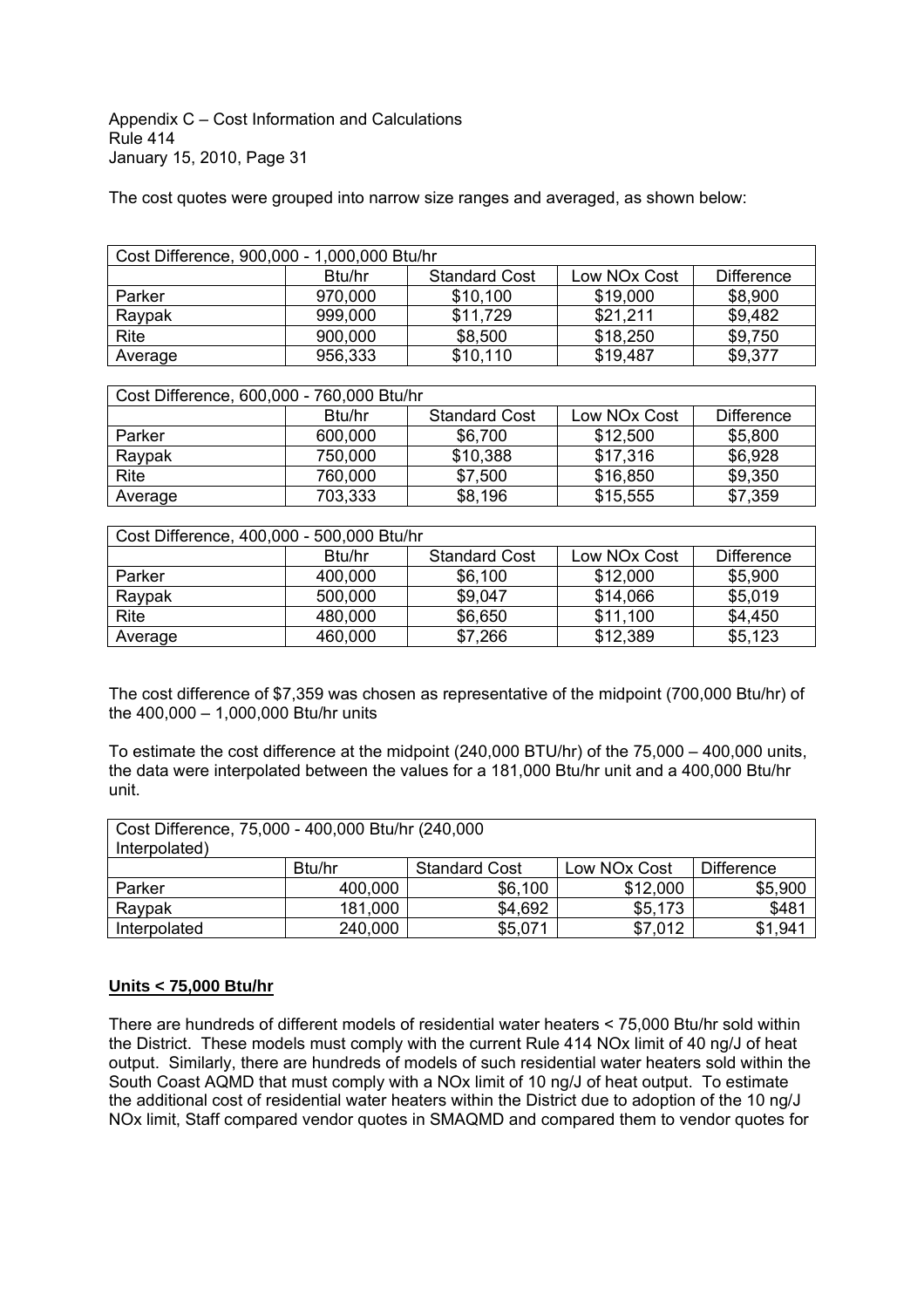The cost quotes were grouped into narrow size ranges and averaged, as shown below:

| Cost Difference, 900,000 - 1,000,000 Btu/hr | | | | |
|---|---|---|---|---|
| | Btu/hr | Standard Cost | Low NOx Cost | Difference |
| Parker | 970,000 | \$10,100 | \$19,000 | \$8,900 |
| Raypak | 999,000 | \$11,729 | \$21,211 | \$9,482 |
| Rite | 900,000 | \$8,500 | \$18,250 | \$9,750 |
| Average | 956,333 | \$10,110 | \$19,487 | \$9,377 |

| Cost Difference, 600,000 - 760,000 Btu/hr | | | | |
|---|---|---|---|---|
| | Btu/hr | Standard Cost | Low NOx Cost | Difference |
| Parker | 600,000 | \$6,700 | \$12,500 | \$5,800 |
| Raypak | 750,000 | \$10,388 | \$17,316 | \$6,928 |
| Rite | 760,000 | \$7,500 | \$16,850 | \$9,350 |
| Average | 703,333 | \$8,196 | \$15,555 | \$7,359 |

| Cost Difference, 400,000 - 500,000 Btu/hr | | | | |
|---|---|---|---|---|
| | Btu/hr | Standard Cost | Low NOx Cost | Difference |
| Parker | 400,000 | \$6,100 | \$12,000 | \$5,900 |
| Raypak | 500,000 | \$9,047 | \$14,066 | \$5,019 |
| Rite | 480,000 | \$6,650 | \$11,100 | \$4,450 |
| Average | 460,000 | \$7,266 | \$12,389 | \$5,123 |

The cost difference of \$7,359 was chosen as representative of the midpoint (700,000 Btu/hr) of the 400,000 – 1,000,000 Btu/hr units

To estimate the cost difference at the midpoint (240,000 BTU/hr) of the 75,000 – 400,000 units, the data were interpolated between the values for a 181,000 Btu/hr unit and a 400,000 Btu/hr unit.

| Cost Difference, 75,000 - 400,000 Btu/hr (240,000 Interpolated) | | | | |
|---|---|---|---|---|
| | Btu/hr | Standard Cost | Low NOx Cost | Difference |
| Parker | 400,000 | \$6,100 | \$12,000 | \$5,900 |
| Raypak | 181,000 | \$4,692 | \$5,173 | \$481 |
| Interpolated | 240,000 | \$5,071 | \$7,012 | \$1,941 |

**Units < 75,000 Btu/hr**

There are hundreds of different models of residential water heaters < 75,000 Btu/hr sold within the District. These models must comply with the current Rule 414 NOx limit of 40 ng/J of heat output. Similarly, there are hundreds of models of such residential water heaters sold within the South Coast AQMD that must comply with a NOx limit of 10 ng/J of heat output. To estimate the additional cost of residential water heaters within the District due to adoption of the 10 ng/J NOx limit, Staff compared vendor quotes in SMAQMD and compared them to vendor quotes for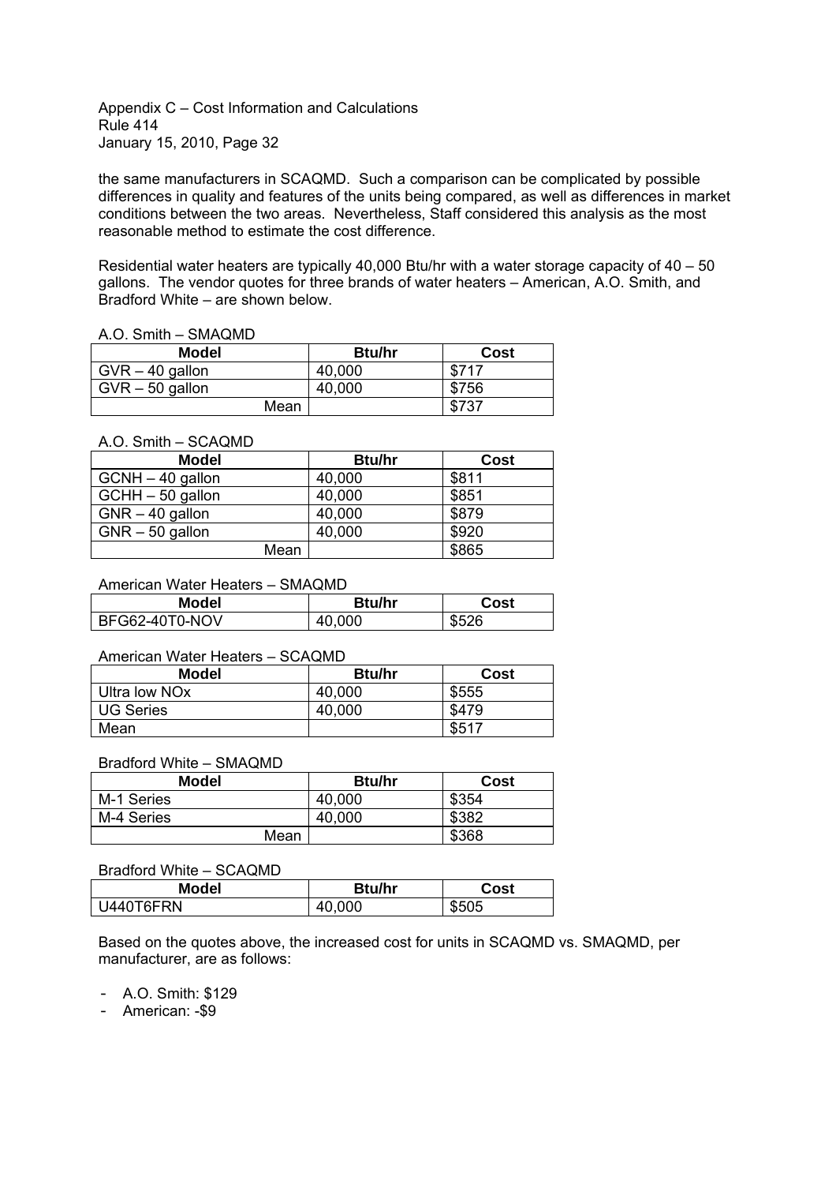the same manufacturers in SCAQMD. Such a comparison can be complicated by possible differences in quality and features of the units being compared, as well as differences in market conditions between the two areas. Nevertheless, Staff considered this analysis as the most reasonable method to estimate the cost difference.

Residential water heaters are typically 40,000 Btu/hr with a water storage capacity of 40 – 50 gallons. The vendor quotes for three brands of water heaters – American, A.O. Smith, and Bradford White – are shown below.

A.O. Smith – SMAQMD

| Model | Btu/hr | Cost |
|---|---|---|
| GVR – 40 gallon | 40,000 | $717 |
| GVR – 50 gallon | 40,000 | $756 |
| Mean | | $737 |

A.O. Smith – SCAQMD

| Model | Btu/hr | Cost |
|---|---|---|
| GCNH – 40 gallon | 40,000 | $811 |
| GCHH – 50 gallon | 40,000 | $851 |
| GNR – 40 gallon | 40,000 | $879 |
| GNR – 50 gallon | 40,000 | $920 |
| Mean | | $865 |

American Water Heaters – SMAQMD

| Model | Btu/hr | Cost |
|---|---|---|
| BFG62-40T0-NOV | 40,000 | $526 |

American Water Heaters – SCAQMD

| Model | Btu/hr | Cost |
|---|---|---|
| Ultra low NOx | 40,000 | $555 |
| UG Series | 40,000 | $479 |
| Mean | | $517 |

Bradford White – SMAQMD

| Model | Btu/hr | Cost |
|---|---|---|
| M-1 Series | 40,000 | $354 |
| M-4 Series | 40,000 | $382 |
| Mean | | $368 |

Bradford White – SCAQMD

| Model | Btu/hr | Cost |
|---|---|---|
| U440T6FRN | 40,000 | $505 |

Based on the quotes above, the increased cost for units in SCAQMD vs. SMAQMD, per manufacturer, are as follows:

- A.O. Smith: $129
- American: -$9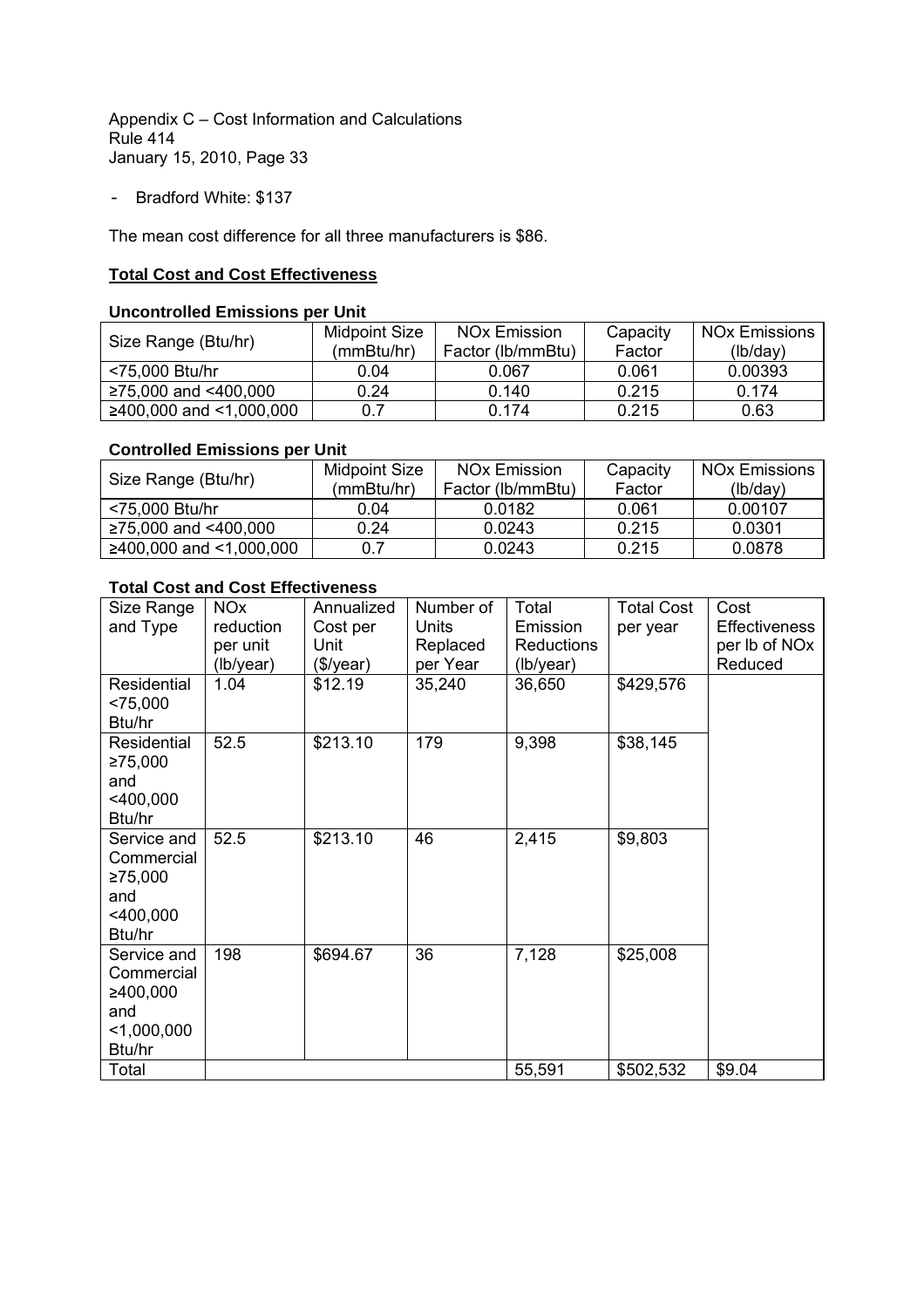- Bradford White: $137

The mean cost difference for all three manufacturers is $86.

**Total Cost and Cost Effectiveness**

**Uncontrolled Emissions per Unit**

| Size Range (Btu/hr) | Midpoint Size (mmBtu/hr) | NOx Emission Factor (lb/mmBtu) | Capacity Factor | NOx Emissions (lb/day) |
|---|---|---|---|---|
| <75,000 Btu/hr | 0.04 | 0.067 | 0.061 | 0.00393 |
| ≥75,000 and <400,000 | 0.24 | 0.140 | 0.215 | 0.174 |
| ≥400,000 and <1,000,000 | 0.7 | 0.174 | 0.215 | 0.63 |

**Controlled Emissions per Unit**

| Size Range (Btu/hr) | Midpoint Size (mmBtu/hr) | NOx Emission Factor (lb/mmBtu) | Capacity Factor | NOx Emissions (lb/day) |
|---|---|---|---|---|
| <75,000 Btu/hr | 0.04 | 0.0182 | 0.061 | 0.00107 |
| ≥75,000 and <400,000 | 0.24 | 0.0243 | 0.215 | 0.0301 |
| ≥400,000 and <1,000,000 | 0.7 | 0.0243 | 0.215 | 0.0878 |

**Total Cost and Cost Effectiveness**

| Size Range and Type | NOx reduction per unit (lb/year) | Annualized Cost per Unit ($/year) | Number of Units Replaced per Year | Total Emission Reductions (lb/year) | Total Cost per year | Cost Effectiveness per lb of NOx Reduced |
|---|---|---|---|---|---|---|
| Residential <75,000 Btu/hr | 1.04 | $12.19 | 35,240 | 36,650 | $429,576 | |
| Residential ≥75,000 and <400,000 Btu/hr | 52.5 | $213.10 | 179 | 9,398 | $38,145 | |
| Service and Commercial ≥75,000 and <400,000 Btu/hr | 52.5 | $213.10 | 46 | 2,415 | $9,803 | |
| Service and Commercial ≥400,000 and <1,000,000 Btu/hr | 198 | $694.67 | 36 | 7,128 | $25,008 | |
| Total | | | | 55,591 | $502,532 | $9.04 |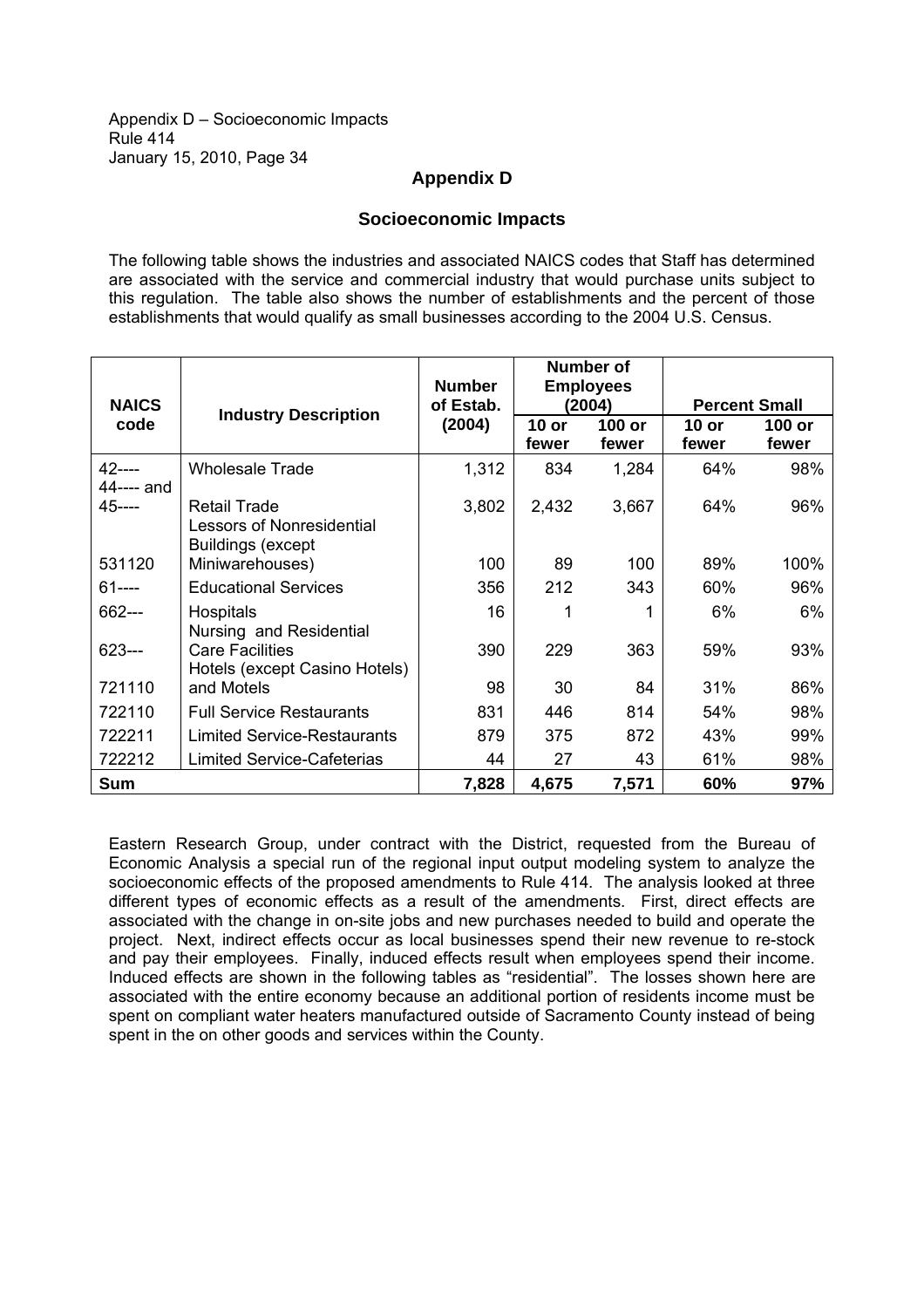## Appendix D

### Socioeconomic Impacts

The following table shows the industries and associated NAICS codes that Staff has determined are associated with the service and commercial industry that would purchase units subject to this regulation. The table also shows the number of establishments and the percent of those establishments that would qualify as small businesses according to the 2004 U.S. Census.

| NAICS code | Industry Description | Number of Estab. (2004) | Number of Employees (2004) | | Percent Small | |
|---|---|---|---|---|---|---|
| | | | 10 or fewer | 100 or fewer | 10 or fewer | 100 or fewer |
| 42---- | Wholesale Trade | 1,312 | 834 | 1,284 | 64% | 98% |
| 44---- and 45---- | Retail Trade | 3,802 | 2,432 | 3,667 | 64% | 96% |
| 531120 | Lessors of Nonresidential Buildings (except Miniwarehouses) | 100 | 89 | 100 | 89% | 100% |
| 61---- | Educational Services | 356 | 212 | 343 | 60% | 96% |
| 662--- | Hospitals | 16 | 1 | 1 | 6% | 6% |
| 623--- | Nursing and Residential Care Facilities | 390 | 229 | 363 | 59% | 93% |
| 721110 | Hotels (except Casino Hotels) and Motels | 98 | 30 | 84 | 31% | 86% |
| 722110 | Full Service Restaurants | 831 | 446 | 814 | 54% | 98% |
| 722211 | Limited Service-Restaurants | 879 | 375 | 872 | 43% | 99% |
| 722212 | Limited Service-Cafeterias | 44 | 27 | 43 | 61% | 98% |
| **Sum** | | **7,828** | **4,675** | **7,571** | **60%** | **97%** |

Eastern Research Group, under contract with the District, requested from the Bureau of Economic Analysis a special run of the regional input output modeling system to analyze the socioeconomic effects of the proposed amendments to Rule 414. The analysis looked at three different types of economic effects as a result of the amendments. First, direct effects are associated with the change in on-site jobs and new purchases needed to build and operate the project. Next, indirect effects occur as local businesses spend their new revenue to re-stock and pay their employees. Finally, induced effects result when employees spend their income. Induced effects are shown in the following tables as "residential". The losses shown here are associated with the entire economy because an additional portion of residents income must be spent on compliant water heaters manufactured outside of Sacramento County instead of being spent in the on other goods and services within the County.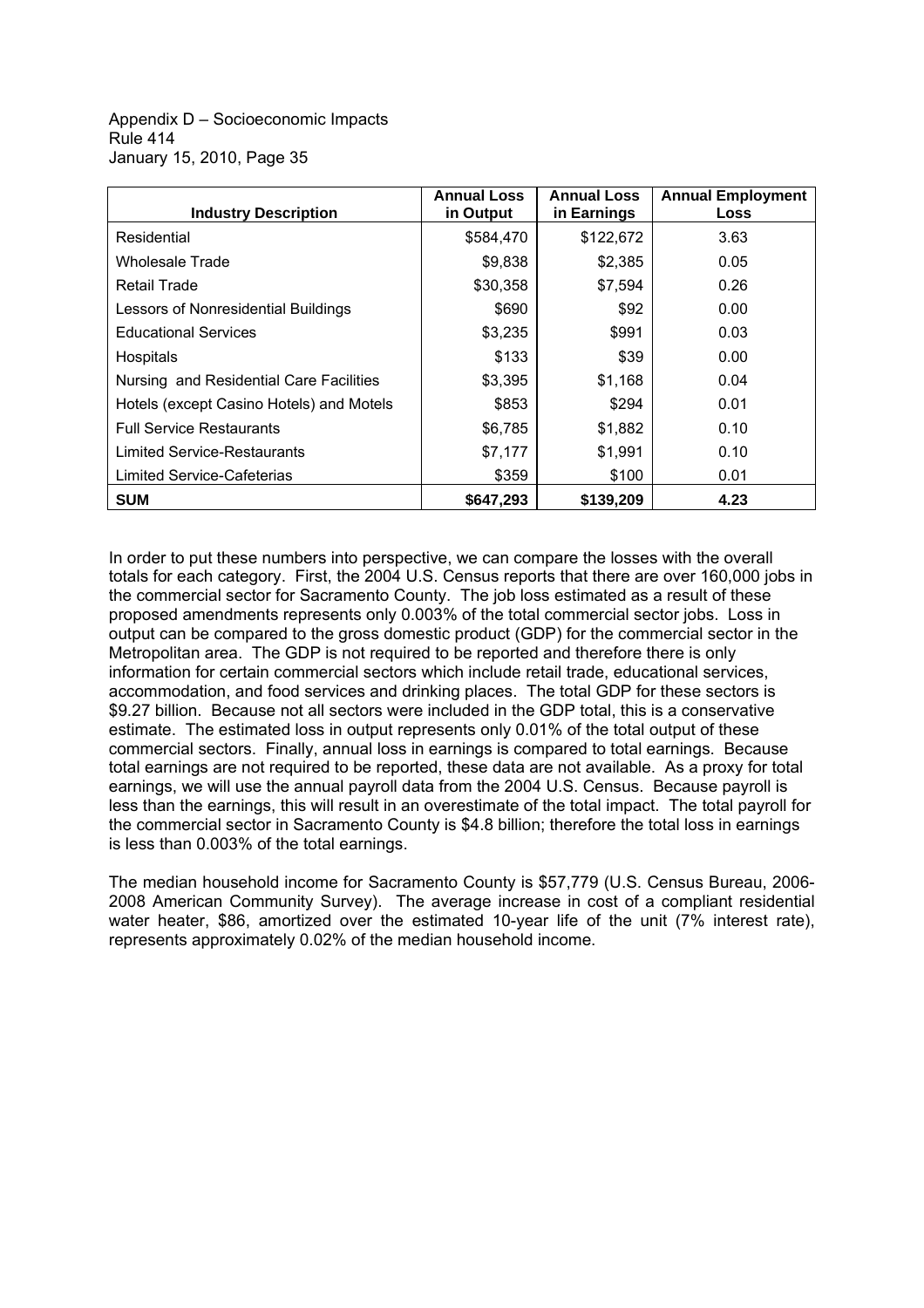| Industry Description | Annual Loss in Output | Annual Loss in Earnings | Annual Employment Loss |
|---|---|---|---|
| Residential | $584,470 | $122,672 | 3.63 |
| Wholesale Trade | $9,838 | $2,385 | 0.05 |
| Retail Trade | $30,358 | $7,594 | 0.26 |
| Lessors of Nonresidential Buildings | $690 | $92 | 0.00 |
| Educational Services | $3,235 | $991 | 0.03 |
| Hospitals | $133 | $39 | 0.00 |
| Nursing and Residential Care Facilities | $3,395 | $1,168 | 0.04 |
| Hotels (except Casino Hotels) and Motels | $853 | $294 | 0.01 |
| Full Service Restaurants | $6,785 | $1,882 | 0.10 |
| Limited Service-Restaurants | $7,177 | $1,991 | 0.10 |
| Limited Service-Cafeterias | $359 | $100 | 0.01 |
| **SUM** | **$647,293** | **$139,209** | **4.23** |

In order to put these numbers into perspective, we can compare the losses with the overall totals for each category. First, the 2004 U.S. Census reports that there are over 160,000 jobs in the commercial sector for Sacramento County. The job loss estimated as a result of these proposed amendments represents only 0.003% of the total commercial sector jobs. Loss in output can be compared to the gross domestic product (GDP) for the commercial sector in the Metropolitan area. The GDP is not required to be reported and therefore there is only information for certain commercial sectors which include retail trade, educational services, accommodation, and food services and drinking places. The total GDP for these sectors is $9.27 billion. Because not all sectors were included in the GDP total, this is a conservative estimate. The estimated loss in output represents only 0.01% of the total output of these commercial sectors. Finally, annual loss in earnings is compared to total earnings. Because total earnings are not required to be reported, these data are not available. As a proxy for total earnings, we will use the annual payroll data from the 2004 U.S. Census. Because payroll is less than the earnings, this will result in an overestimate of the total impact. The total payroll for the commercial sector in Sacramento County is $4.8 billion; therefore the total loss in earnings is less than 0.003% of the total earnings.

The median household income for Sacramento County is $57,779 (U.S. Census Bureau, 2006-2008 American Community Survey). The average increase in cost of a compliant residential water heater, $86, amortized over the estimated 10-year life of the unit (7% interest rate), represents approximately 0.02% of the median household income.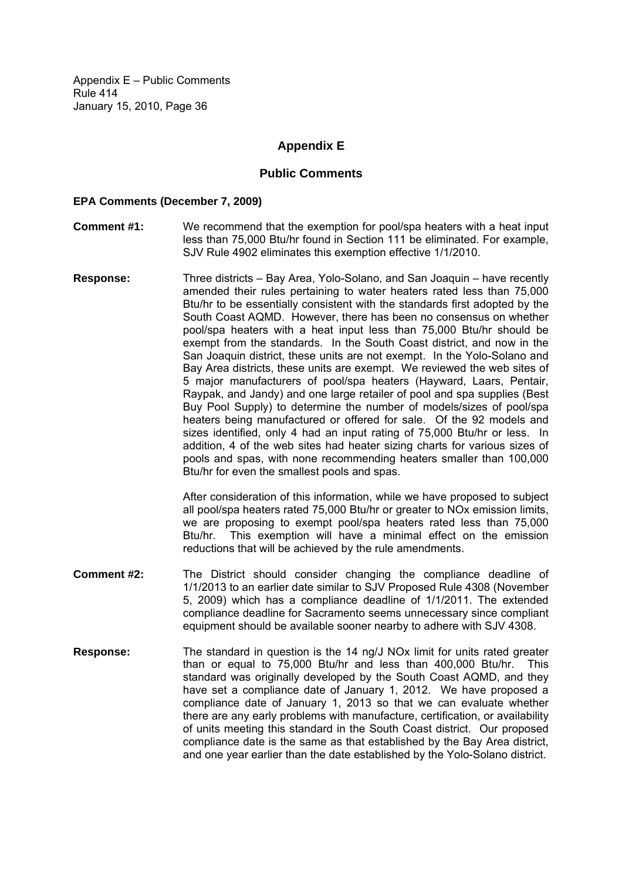# Appendix E

## Public Comments

**EPA Comments (December 7, 2009)**

**Comment #1:** We recommend that the exemption for pool/spa heaters with a heat input less than 75,000 Btu/hr found in Section 111 be eliminated. For example, SJV Rule 4902 eliminates this exemption effective 1/1/2010.

**Response:** Three districts – Bay Area, Yolo-Solano, and San Joaquin – have recently amended their rules pertaining to water heaters rated less than 75,000 Btu/hr to be essentially consistent with the standards first adopted by the South Coast AQMD. However, there has been no consensus on whether pool/spa heaters with a heat input less than 75,000 Btu/hr should be exempt from the standards. In the South Coast district, and now in the San Joaquin district, these units are not exempt. In the Yolo-Solano and Bay Area districts, these units are exempt. We reviewed the web sites of 5 major manufacturers of pool/spa heaters (Hayward, Laars, Pentair, Raypak, and Jandy) and one large retailer of pool and spa supplies (Best Buy Pool Supply) to determine the number of models/sizes of pool/spa heaters being manufactured or offered for sale. Of the 92 models and sizes identified, only 4 had an input rating of 75,000 Btu/hr or less. In addition, 4 of the web sites had heater sizing charts for various sizes of pools and spas, with none recommending heaters smaller than 100,000 Btu/hr for even the smallest pools and spas.

After consideration of this information, while we have proposed to subject all pool/spa heaters rated 75,000 Btu/hr or greater to NOx emission limits, we are proposing to exempt pool/spa heaters rated less than 75,000 Btu/hr. This exemption will have a minimal effect on the emission reductions that will be achieved by the rule amendments.

**Comment #2:** The District should consider changing the compliance deadline of 1/1/2013 to an earlier date similar to SJV Proposed Rule 4308 (November 5, 2009) which has a compliance deadline of 1/1/2011. The extended compliance deadline for Sacramento seems unnecessary since compliant equipment should be available sooner nearby to adhere with SJV 4308.

**Response:** The standard in question is the 14 ng/J NOx limit for units rated greater than or equal to 75,000 Btu/hr and less than 400,000 Btu/hr. This standard was originally developed by the South Coast AQMD, and they have set a compliance date of January 1, 2012. We have proposed a compliance date of January 1, 2013 so that we can evaluate whether there are any early problems with manufacture, certification, or availability of units meeting this standard in the South Coast district. Our proposed compliance date is the same as that established by the Bay Area district, and one year earlier than the date established by the Yolo-Solano district.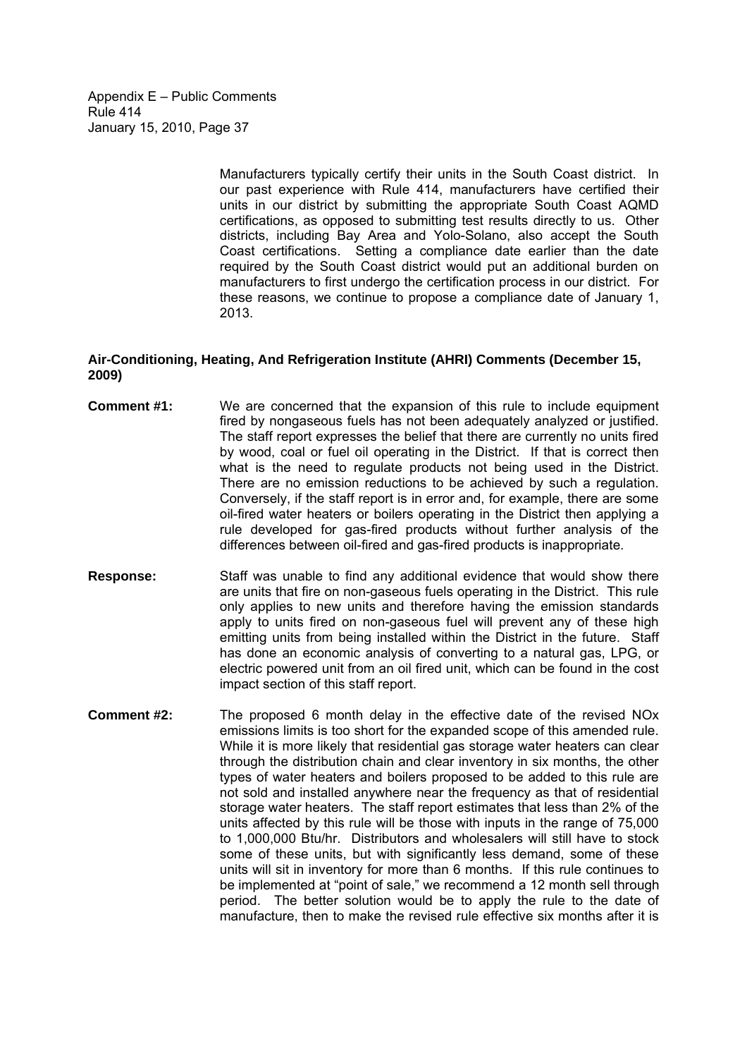Manufacturers typically certify their units in the South Coast district. In our past experience with Rule 414, manufacturers have certified their units in our district by submitting the appropriate South Coast AQMD certifications, as opposed to submitting test results directly to us. Other districts, including Bay Area and Yolo-Solano, also accept the South Coast certifications. Setting a compliance date earlier than the date required by the South Coast district would put an additional burden on manufacturers to first undergo the certification process in our district. For these reasons, we continue to propose a compliance date of January 1, 2013.

**Air-Conditioning, Heating, And Refrigeration Institute (AHRI) Comments (December 15, 2009)**

**Comment #1:** We are concerned that the expansion of this rule to include equipment fired by nongaseous fuels has not been adequately analyzed or justified. The staff report expresses the belief that there are currently no units fired by wood, coal or fuel oil operating in the District. If that is correct then what is the need to regulate products not being used in the District. There are no emission reductions to be achieved by such a regulation. Conversely, if the staff report is in error and, for example, there are some oil-fired water heaters or boilers operating in the District then applying a rule developed for gas-fired products without further analysis of the differences between oil-fired and gas-fired products is inappropriate.

**Response:** Staff was unable to find any additional evidence that would show there are units that fire on non-gaseous fuels operating in the District. This rule only applies to new units and therefore having the emission standards apply to units fired on non-gaseous fuel will prevent any of these high emitting units from being installed within the District in the future. Staff has done an economic analysis of converting to a natural gas, LPG, or electric powered unit from an oil fired unit, which can be found in the cost impact section of this staff report.

**Comment #2:** The proposed 6 month delay in the effective date of the revised NOx emissions limits is too short for the expanded scope of this amended rule. While it is more likely that residential gas storage water heaters can clear through the distribution chain and clear inventory in six months, the other types of water heaters and boilers proposed to be added to this rule are not sold and installed anywhere near the frequency as that of residential storage water heaters. The staff report estimates that less than 2% of the units affected by this rule will be those with inputs in the range of 75,000 to 1,000,000 Btu/hr. Distributors and wholesalers will still have to stock some of these units, but with significantly less demand, some of these units will sit in inventory for more than 6 months. If this rule continues to be implemented at "point of sale," we recommend a 12 month sell through period. The better solution would be to apply the rule to the date of manufacture, then to make the revised rule effective six months after it is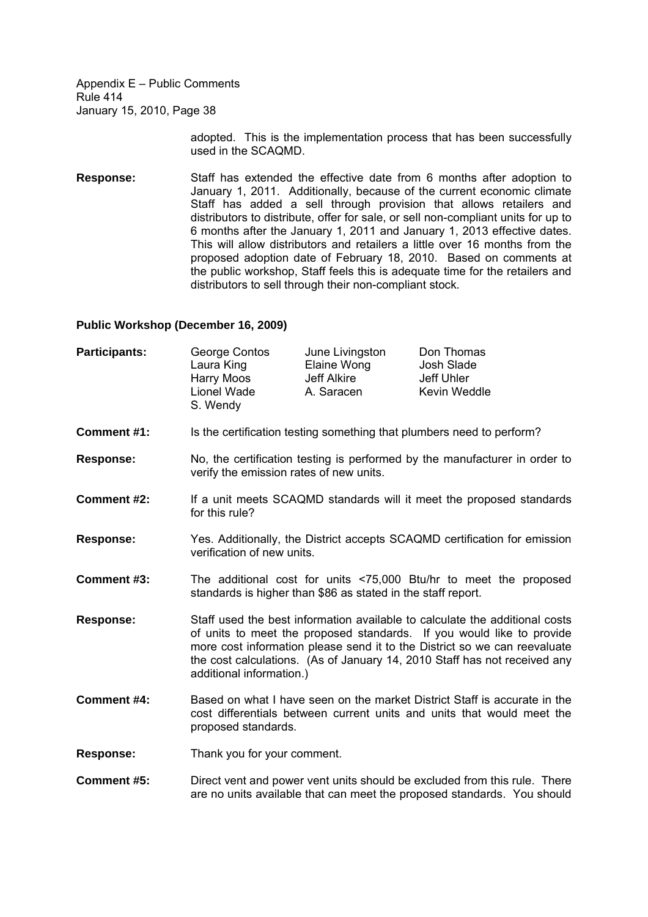adopted. This is the implementation process that has been successfully used in the SCAQMD.

**Response:** Staff has extended the effective date from 6 months after adoption to January 1, 2011. Additionally, because of the current economic climate Staff has added a sell through provision that allows retailers and distributors to distribute, offer for sale, or sell non-compliant units for up to 6 months after the January 1, 2011 and January 1, 2013 effective dates. This will allow distributors and retailers a little over 16 months from the proposed adoption date of February 18, 2010. Based on comments at the public workshop, Staff feels this is adequate time for the retailers and distributors to sell through their non-compliant stock.

**Public Workshop (December 16, 2009)**

| **Participants:** | George Contos | June Livingston | Don Thomas |
|---|---|---|---|
| | Laura King | Elaine Wong | Josh Slade |
| | Harry Moos | Jeff Alkire | Jeff Uhler |
| | Lionel Wade | A. Saracen | Kevin Weddle |
| | S. Wendy | | |

**Comment #1:** Is the certification testing something that plumbers need to perform?

**Response:** No, the certification testing is performed by the manufacturer in order to verify the emission rates of new units.

**Comment #2:** If a unit meets SCAQMD standards will it meet the proposed standards for this rule?

**Response:** Yes. Additionally, the District accepts SCAQMD certification for emission verification of new units.

**Comment #3:** The additional cost for units <75,000 Btu/hr to meet the proposed standards is higher than $86 as stated in the staff report.

**Response:** Staff used the best information available to calculate the additional costs of units to meet the proposed standards. If you would like to provide more cost information please send it to the District so we can reevaluate the cost calculations. (As of January 14, 2010 Staff has not received any additional information.)

**Comment #4:** Based on what I have seen on the market District Staff is accurate in the cost differentials between current units and units that would meet the proposed standards.

**Response:** Thank you for your comment.

**Comment #5:** Direct vent and power vent units should be excluded from this rule. There are no units available that can meet the proposed standards. You should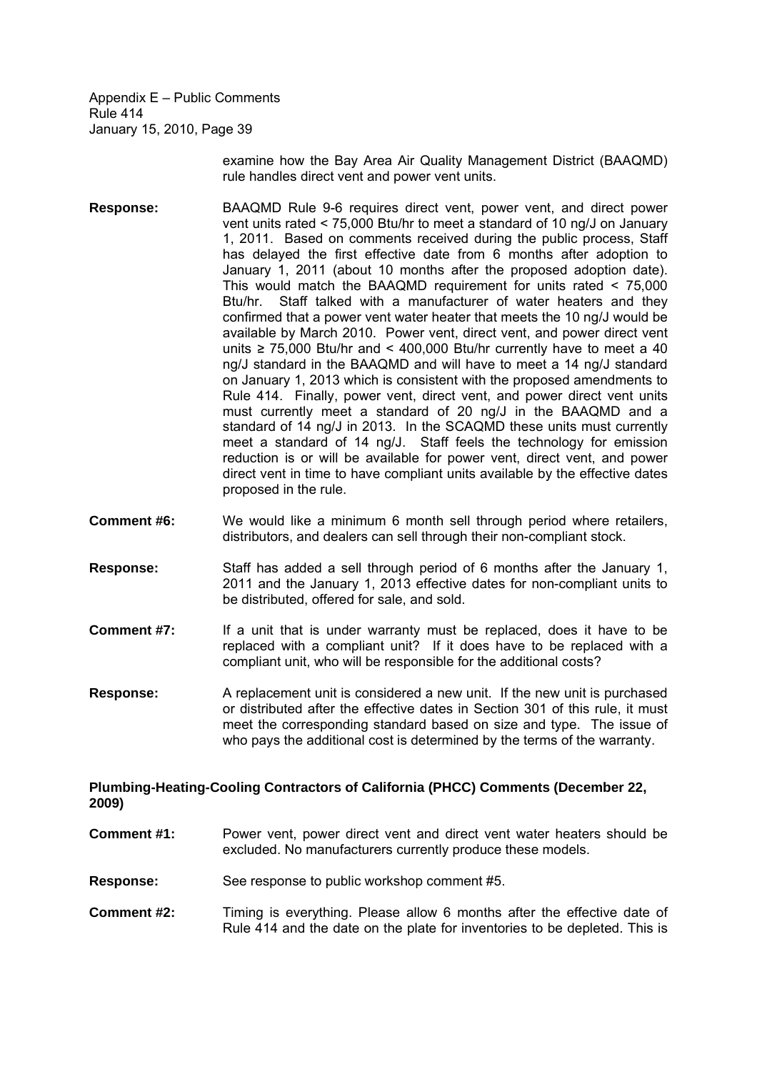examine how the Bay Area Air Quality Management District (BAAQMD) rule handles direct vent and power vent units.

**Response:** BAAQMD Rule 9-6 requires direct vent, power vent, and direct power vent units rated < 75,000 Btu/hr to meet a standard of 10 ng/J on January 1, 2011. Based on comments received during the public process, Staff has delayed the first effective date from 6 months after adoption to January 1, 2011 (about 10 months after the proposed adoption date). This would match the BAAQMD requirement for units rated < 75,000 Btu/hr. Staff talked with a manufacturer of water heaters and they confirmed that a power vent water heater that meets the 10 ng/J would be available by March 2010. Power vent, direct vent, and power direct vent units ≥ 75,000 Btu/hr and < 400,000 Btu/hr currently have to meet a 40 ng/J standard in the BAAQMD and will have to meet a 14 ng/J standard on January 1, 2013 which is consistent with the proposed amendments to Rule 414. Finally, power vent, direct vent, and power direct vent units must currently meet a standard of 20 ng/J in the BAAQMD and a standard of 14 ng/J in 2013. In the SCAQMD these units must currently meet a standard of 14 ng/J. Staff feels the technology for emission reduction is or will be available for power vent, direct vent, and power direct vent in time to have compliant units available by the effective dates proposed in the rule.

**Comment #6:** We would like a minimum 6 month sell through period where retailers, distributors, and dealers can sell through their non-compliant stock.

**Response:** Staff has added a sell through period of 6 months after the January 1, 2011 and the January 1, 2013 effective dates for non-compliant units to be distributed, offered for sale, and sold.

**Comment #7:** If a unit that is under warranty must be replaced, does it have to be replaced with a compliant unit? If it does have to be replaced with a compliant unit, who will be responsible for the additional costs?

**Response:** A replacement unit is considered a new unit. If the new unit is purchased or distributed after the effective dates in Section 301 of this rule, it must meet the corresponding standard based on size and type. The issue of who pays the additional cost is determined by the terms of the warranty.

**Plumbing-Heating-Cooling Contractors of California (PHCC) Comments (December 22, 2009)**

**Comment #1:** Power vent, power direct vent and direct vent water heaters should be excluded. No manufacturers currently produce these models.

**Response:** See response to public workshop comment #5.

**Comment #2:** Timing is everything. Please allow 6 months after the effective date of Rule 414 and the date on the plate for inventories to be depleted. This is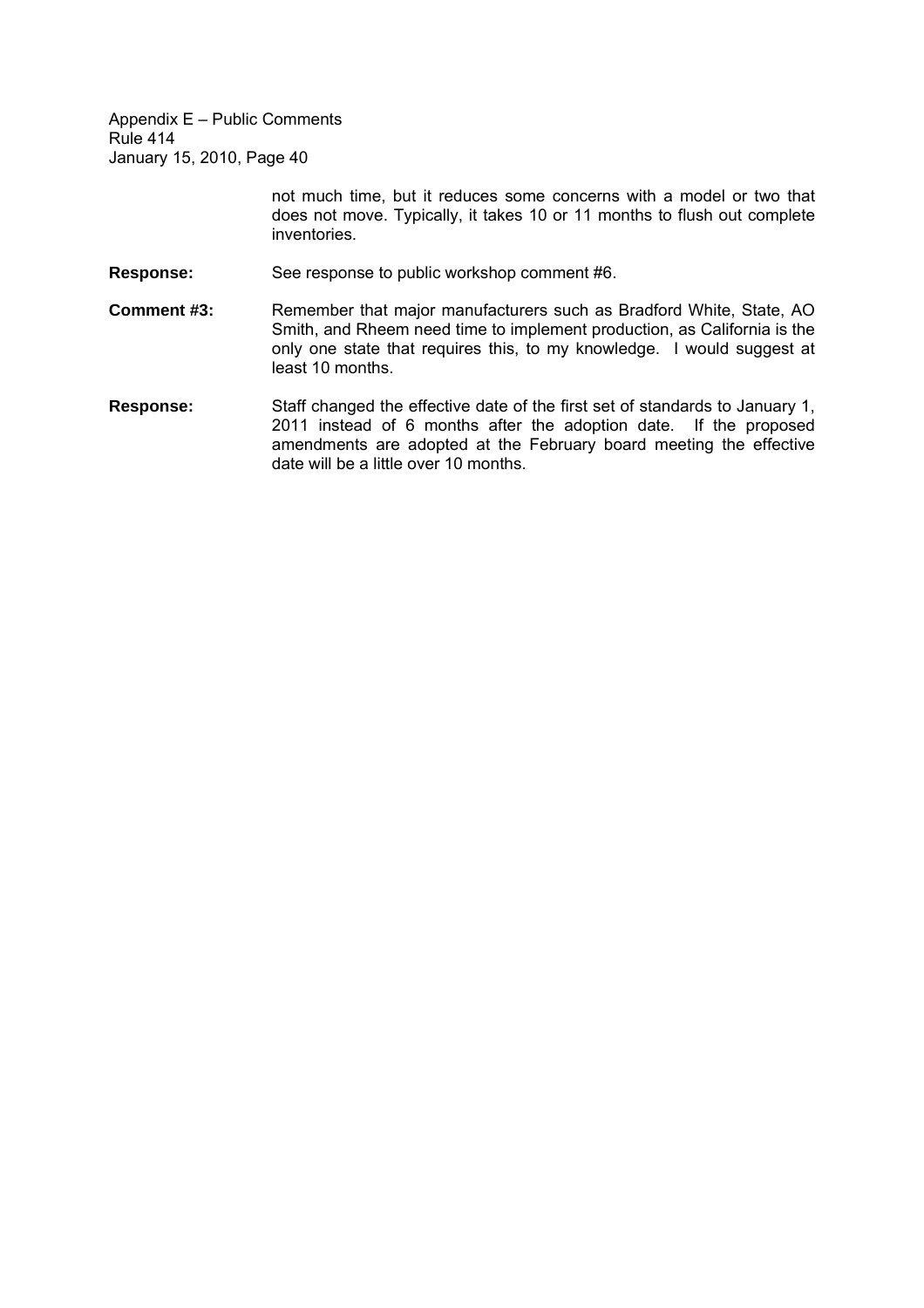not much time, but it reduces some concerns with a model or two that does not move. Typically, it takes 10 or 11 months to flush out complete inventories.

**Response:** See response to public workshop comment #6.

**Comment #3:** Remember that major manufacturers such as Bradford White, State, AO Smith, and Rheem need time to implement production, as California is the only one state that requires this, to my knowledge. I would suggest at least 10 months.

**Response:** Staff changed the effective date of the first set of standards to January 1, 2011 instead of 6 months after the adoption date. If the proposed amendments are adopted at the February board meeting the effective date will be a little over 10 months.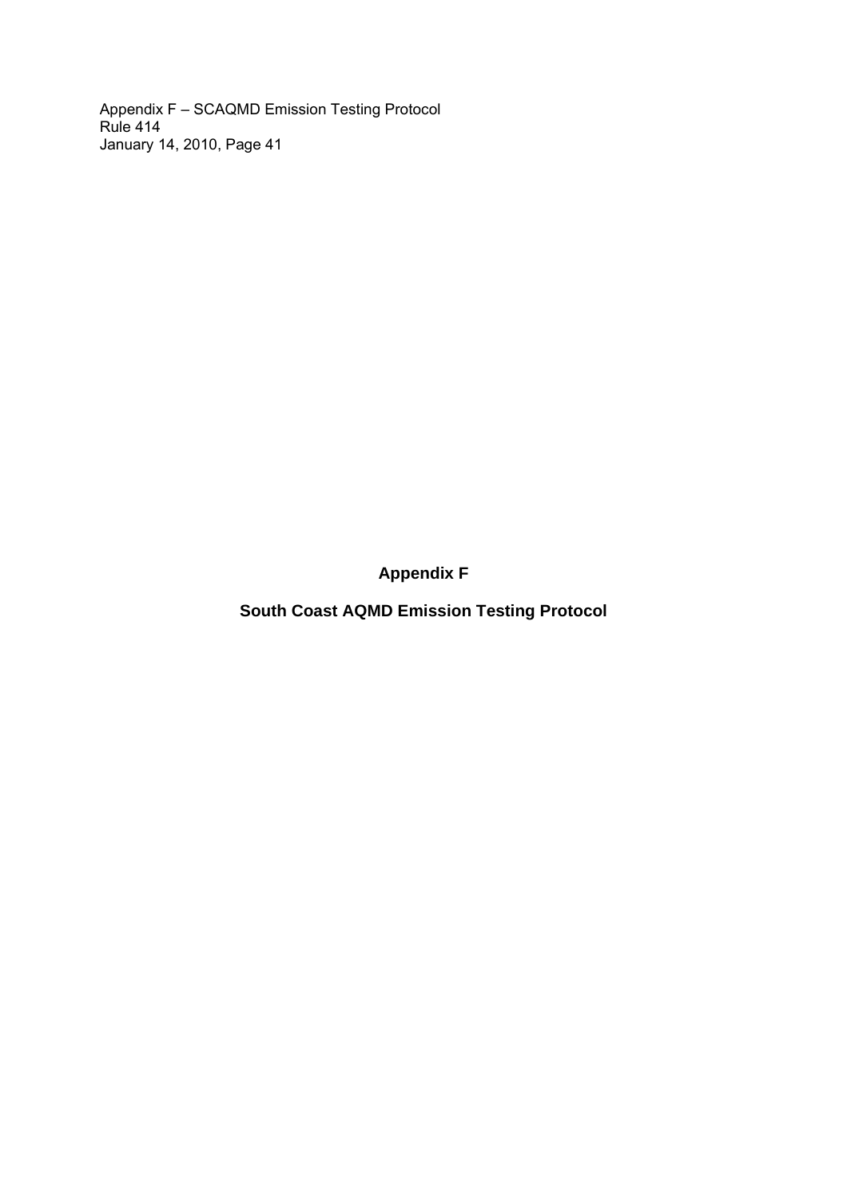# Appendix F

## South Coast AQMD Emission Testing Protocol